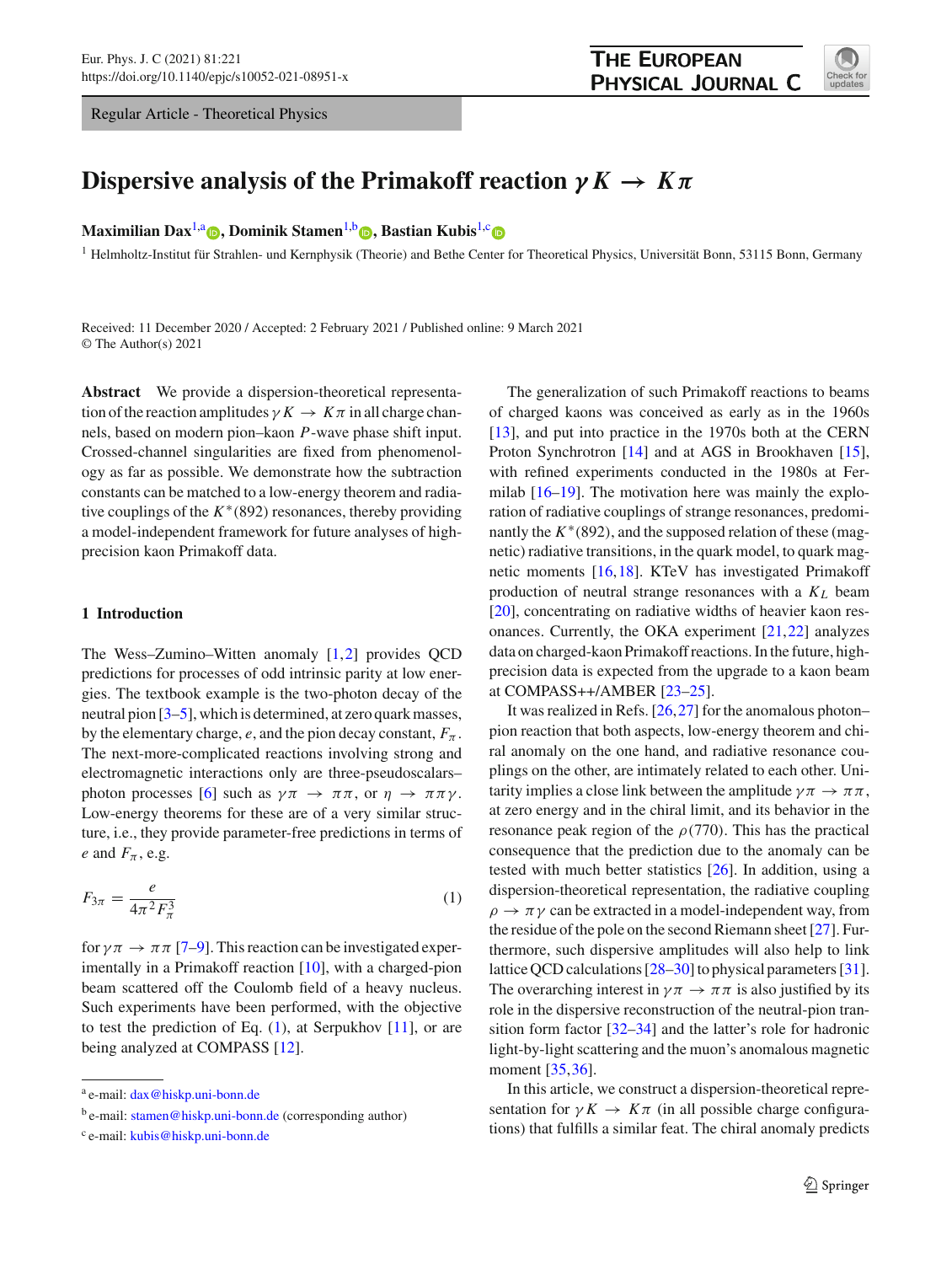Regular Article - Theoretical Physics

# Dispersive analysis of the Primakoff reaction $\gamma K \to K\pi$

**Maximilian Dax**[1,a], **Dominik Stamen**[1,b], **Bastian Kubis**[1,c]

[1] Helmholtz-Institut für Strahlen- und Kernphysik (Theorie) and Bethe Center for Theoretical Physics, Universität Bonn, 53115 Bonn, Germany

Received: 11 December 2020 / Accepted: 2 February 2021 / Published online: 9 March 2021
© The Author(s) 2021

**Abstract** We provide a dispersion-theoretical representation of the reaction amplitudes $\gamma K \to K\pi$ in all charge channels, based on modern pion–kaon $P$-wave phase shift input. Crossed-channel singularities are fixed from phenomenology as far as possible. We demonstrate how the subtraction constants can be matched to a low-energy theorem and radiative couplings of the $K^*(892)$ resonances, thereby providing a model-independent framework for future analyses of high-precision kaon Primakoff data.

## 1 Introduction

The Wess–Zumino–Witten anomaly [1,2] provides QCD predictions for processes of odd intrinsic parity at low energies. The textbook example is the two-photon decay of the neutral pion [3–5], which is determined, at zero quark masses, by the elementary charge, $e$, and the pion decay constant, $F_\pi$. The next-more-complicated reactions involving strong and electromagnetic interactions only are three-pseudoscalars–photon processes [6] such as $\gamma\pi \to \pi\pi$, or $\eta \to \pi\pi\gamma$. Low-energy theorems for these are of a very similar structure, i.e., they provide parameter-free predictions in terms of $e$ and $F_\pi$, e.g.

$$F_{3\pi} = \frac{e}{4\pi^2 F_\pi^3} \tag{1}$$

for $\gamma\pi \to \pi\pi$ [7–9]. This reaction can be investigated experimentally in a Primakoff reaction [10], with a charged-pion beam scattered off the Coulomb field of a heavy nucleus. Such experiments have been performed, with the objective to test the prediction of Eq. (1), at Serpukhov [11], or are being analyzed at COMPASS [12].

The generalization of such Primakoff reactions to beams of charged kaons was conceived as early as in the 1960s [13], and put into practice in the 1970s both at the CERN Proton Synchrotron [14] and at AGS in Brookhaven [15], with refined experiments conducted in the 1980s at Fermilab [16–19]. The motivation here was mainly the exploration of radiative couplings of strange resonances, predominantly the $K^*(892)$, and the supposed relation of these (magnetic) radiative transitions, in the quark model, to quark magnetic moments [16,18]. KTeV has investigated Primakoff production of neutral strange resonances with a $K_L$ beam [20], concentrating on radiative widths of heavier kaon resonances. Currently, the OKA experiment [21,22] analyzes data on charged-kaon Primakoff reactions. In the future, high-precision data is expected from the upgrade to a kaon beam at COMPASS++/AMBER [23–25].

It was realized in Refs. [26,27] for the anomalous photon–pion reaction that both aspects, low-energy theorem and chiral anomaly on the one hand, and radiative resonance couplings on the other, are intimately related to each other. Unitarity implies a close link between the amplitude $\gamma\pi \to \pi\pi$, at zero energy and in the chiral limit, and its behavior in the resonance peak region of the $\rho(770)$. This has the practical consequence that the prediction due to the anomaly can be tested with much better statistics [26]. In addition, using a dispersion-theoretical representation, the radiative coupling $\rho \to \pi\gamma$ can be extracted in a model-independent way, from the residue of the pole on the second Riemann sheet [27]. Furthermore, such dispersive amplitudes will also help to link lattice QCD calculations [28–30] to physical parameters [31]. The overarching interest in $\gamma\pi \to \pi\pi$ is also justified by its role in the dispersive reconstruction of the neutral-pion transition form factor [32–34] and the latter's role for hadronic light-by-light scattering and the muon's anomalous magnetic moment [35,36].

In this article, we construct a dispersion-theoretical representation for $\gamma K \to K\pi$ (in all possible charge configurations) that fulfills a similar feat. The chiral anomaly predicts

---

[a] e-mail: dax@hiskp.uni-bonn.de

[b] e-mail: stamen@hiskp.uni-bonn.de (corresponding author)

[c] e-mail: kubis@hiskp.uni-bonn.de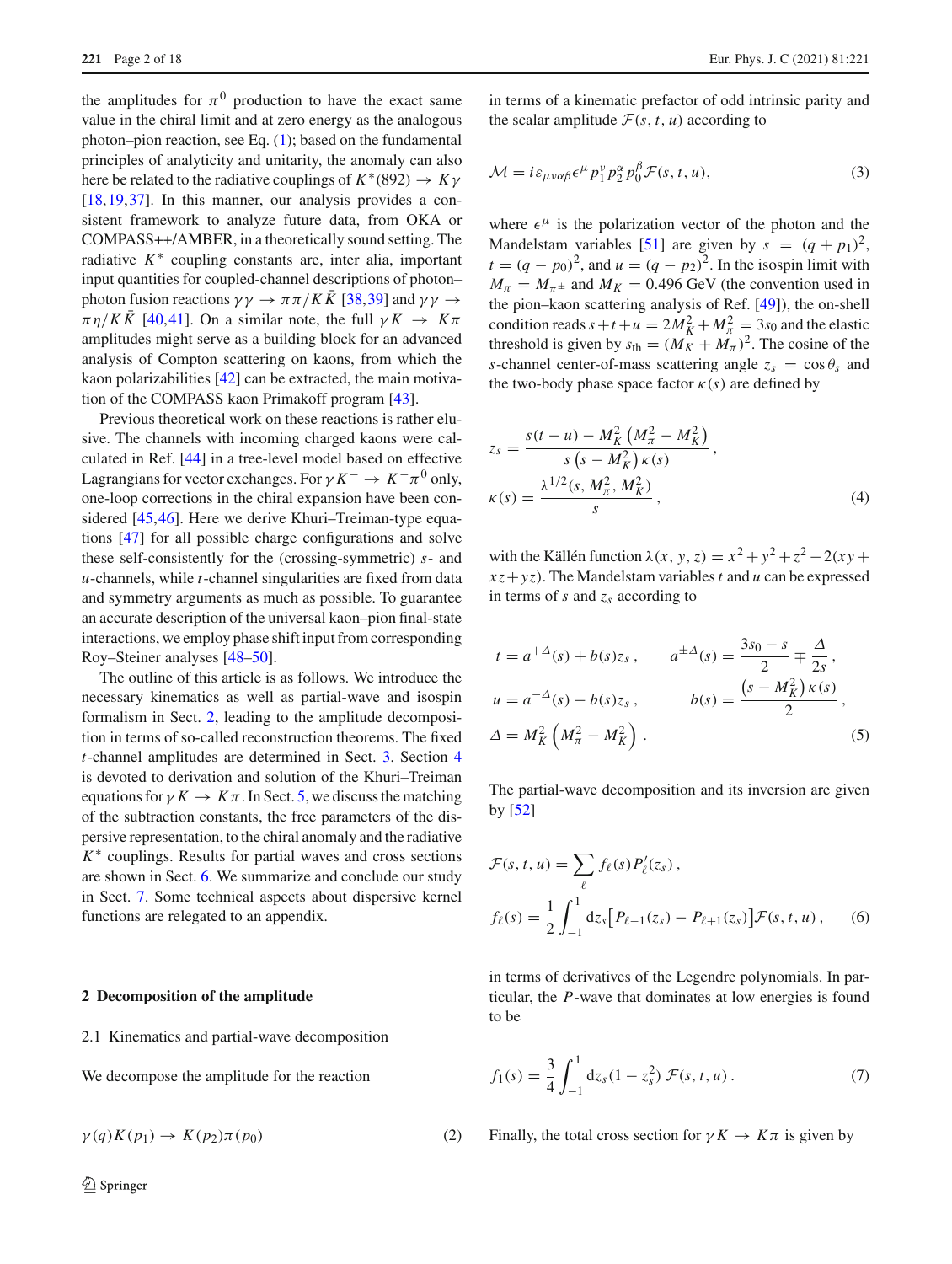the amplitudes for $\pi^0$ production to have the exact same value in the chiral limit and at zero energy as the analogous photon–pion reaction, see Eq. (1); based on the fundamental principles of analyticity and unitarity, the anomaly can also here be related to the radiative couplings of $K^*(892) \to K\gamma$ [18,19,37]. In this manner, our analysis provides a consistent framework to analyze future data, from OKA or COMPASS++/AMBER, in a theoretically sound setting. The radiative $K^*$ coupling constants are, inter alia, important input quantities for coupled-channel descriptions of photon–photon fusion reactions $\gamma\gamma \to \pi\pi/K\bar{K}$ [38,39] and $\gamma\gamma \to \pi\eta/K\bar{K}$ [40,41]. On a similar note, the full $\gamma K \to K\pi$ amplitudes might serve as a building block for an advanced analysis of Compton scattering on kaons, from which the kaon polarizabilities [42] can be extracted, the main motivation of the COMPASS kaon Primakoff program [43].

Previous theoretical work on these reactions is rather elusive. The channels with incoming charged kaons were calculated in Ref. [44] in a tree-level model based on effective Lagrangians for vector exchanges. For $\gamma K^- \to K^-\pi^0$ only, one-loop corrections in the chiral expansion have been considered [45,46]. Here we derive Khuri–Treiman-type equations [47] for all possible charge configurations and solve these self-consistently for the (crossing-symmetric) $s$- and $u$-channels, while $t$-channel singularities are fixed from data and symmetry arguments as much as possible. To guarantee an accurate description of the universal kaon–pion final-state interactions, we employ phase shift input from corresponding Roy–Steiner analyses [48–50].

The outline of this article is as follows. We introduce the necessary kinematics as well as partial-wave and isospin formalism in Sect. 2, leading to the amplitude decomposition in terms of so-called reconstruction theorems. The fixed $t$-channel amplitudes are determined in Sect. 3. Section 4 is devoted to derivation and solution of the Khuri–Treiman equations for $\gamma K \to K\pi$. In Sect. 5, we discuss the matching of the subtraction constants, the free parameters of the dispersive representation, to the chiral anomaly and the radiative $K^*$ couplings. Results for partial waves and cross sections are shown in Sect. 6. We summarize and conclude our study in Sect. 7. Some technical aspects about dispersive kernel functions are relegated to an appendix.

## 2 Decomposition of the amplitude

### 2.1 Kinematics and partial-wave decomposition

We decompose the amplitude for the reaction

$$\gamma(q)K(p_1) \to K(p_2)\pi(p_0) \tag{2}$$

in terms of a kinematic prefactor of odd intrinsic parity and the scalar amplitude $\mathcal{F}(s,t,u)$ according to

$$\mathcal{M} = i\varepsilon_{\mu\nu\alpha\beta}\epsilon^\mu p_1^\nu p_2^\alpha p_0^\beta \mathcal{F}(s,t,u), \tag{3}$$

where $\epsilon^\mu$ is the polarization vector of the photon and the Mandelstam variables [51] are given by $s = (q+p_1)^2$, $t = (q-p_0)^2$, and $u = (q-p_2)^2$. In the isospin limit with $M_\pi = M_{\pi^\pm}$ and $M_K = 0.496$ GeV (the convention used in the pion–kaon scattering analysis of Ref. [49]), the on-shell condition reads $s+t+u = 2M_K^2 + M_\pi^2 = 3s_0$ and the elastic threshold is given by $s_{\text{th}} = (M_K + M_\pi)^2$. The cosine of the $s$-channel center-of-mass scattering angle $z_s = \cos\theta_s$ and the two-body phase space factor $\kappa(s)$ are defined by

$$z_s = \frac{s(t-u) - M_K^2\left(M_\pi^2 - M_K^2\right)}{s\left(s - M_K^2\right)\kappa(s)},$$
$$\kappa(s) = \frac{\lambda^{1/2}(s, M_\pi^2, M_K^2)}{s}, \tag{4}$$

with the Källén function $\lambda(x,y,z) = x^2+y^2+z^2-2(xy+xz+yz)$. The Mandelstam variables $t$ and $u$ can be expressed in terms of $s$ and $z_s$ according to

$$t = a^{+\Delta}(s) + b(s)z_s\,, \qquad a^{\pm\Delta}(s) = \frac{3s_0 - s}{2} \mp \frac{\Delta}{2s}\,,$$
$$u = a^{-\Delta}(s) - b(s)z_s\,, \qquad b(s) = \frac{\left(s - M_K^2\right)\kappa(s)}{2}\,,$$
$$\Delta = M_K^2\left(M_\pi^2 - M_K^2\right). \tag{5}$$

The partial-wave decomposition and its inversion are given by [52]

$$\mathcal{F}(s,t,u) = \sum_\ell f_\ell(s) P_\ell'(z_s)\,,$$
$$f_\ell(s) = \frac{1}{2}\int_{-1}^{1} \mathrm{d}z_s \big[P_{\ell-1}(z_s) - P_{\ell+1}(z_s)\big]\mathcal{F}(s,t,u)\,, \tag{6}$$

in terms of derivatives of the Legendre polynomials. In particular, the $P$-wave that dominates at low energies is found to be

$$f_1(s) = \frac{3}{4}\int_{-1}^{1} \mathrm{d}z_s (1 - z_s^2)\,\mathcal{F}(s,t,u)\,. \tag{7}$$

Finally, the total cross section for $\gamma K \to K\pi$ is given by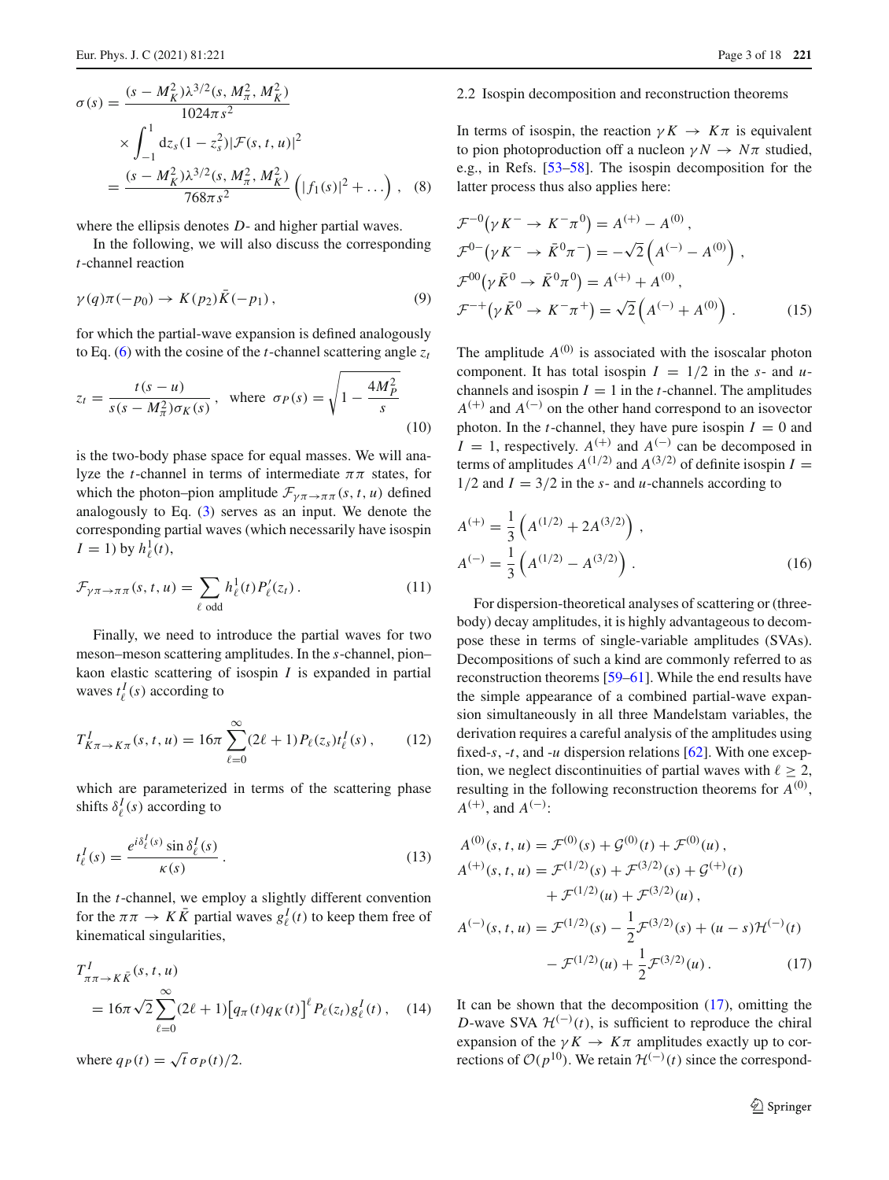$$
\begin{aligned}
\sigma(s) &= \frac{(s-M_K^2)\lambda^{3/2}(s,M_\pi^2,M_K^2)}{1024\pi s^2} \\
&\quad\times \int_{-1}^{1} \mathrm{d}z_s (1-z_s^2)|\mathcal{F}(s,t,u)|^2 \\
&= \frac{(s-M_K^2)\lambda^{3/2}(s,M_\pi^2,M_K^2)}{768\pi s^2}\left(|f_1(s)|^2+\dots\right), \quad (8)
\end{aligned}
$$

where the ellipsis denotes $D$- and higher partial waves.

In the following, we will also discuss the corresponding $t$-channel reaction

$$
\gamma(q)\pi(-p_0) \to K(p_2)\bar{K}(-p_1), \qquad (9)
$$

for which the partial-wave expansion is defined analogously to Eq. (6) with the cosine of the $t$-channel scattering angle $z_t$

$$
z_t = \frac{t(s-u)}{s(s-M_\pi^2)\sigma_K(s)}, \quad \text{where } \sigma_P(s) = \sqrt{1-\frac{4M_P^2}{s}} \qquad (10)
$$

is the two-body phase space for equal masses. We will analyze the $t$-channel in terms of intermediate $\pi\pi$ states, for which the photon–pion amplitude $\mathcal{F}_{\gamma\pi\to\pi\pi}(s,t,u)$ defined analogously to Eq. (3) serves as an input. We denote the corresponding partial waves (which necessarily have isospin $I=1$) by $h_\ell^1(t)$,

$$
\mathcal{F}_{\gamma\pi\to\pi\pi}(s,t,u) = \sum_{\ell\ \text{odd}} h_\ell^1(t) P_\ell'(z_t). \qquad (11)
$$

Finally, we need to introduce the partial waves for two meson–meson scattering amplitudes. In the $s$-channel, pion–kaon elastic scattering of isospin $I$ is expanded in partial waves $t_\ell^I(s)$ according to

$$
T^I_{K\pi\to K\pi}(s,t,u) = 16\pi\sum_{\ell=0}^{\infty}(2\ell+1)P_\ell(z_s)t_\ell^I(s), \qquad (12)
$$

which are parameterized in terms of the scattering phase shifts $\delta_\ell^I(s)$ according to

$$
t_\ell^I(s) = \frac{e^{i\delta_\ell^I(s)}\sin\delta_\ell^I(s)}{\kappa(s)}. \qquad (13)
$$

In the $t$-channel, we employ a slightly different convention for the $\pi\pi\to K\bar{K}$ partial waves $g_\ell^I(t)$ to keep them free of kinematical singularities,

$$
\begin{aligned}
&T^I_{\pi\pi\to K\bar{K}}(s,t,u) \\
&= 16\pi\sqrt{2}\sum_{\ell=0}^{\infty}(2\ell+1)\left[q_\pi(t)q_K(t)\right]^\ell P_\ell(z_t)g_\ell^I(t), \qquad (14)
\end{aligned}
$$

where $q_P(t) = \sqrt{t}\,\sigma_P(t)/2$.

### 2.2 Isospin decomposition and reconstruction theorems

In terms of isospin, the reaction $\gamma K \to K\pi$ is equivalent to pion photoproduction off a nucleon $\gamma N \to N\pi$ studied, e.g., in Refs. [53–58]. The isospin decomposition for the latter process thus also applies here:

$$
\begin{aligned}
&\mathcal{F}^{-0}\big(\gamma K^- \to K^-\pi^0\big) = A^{(+)} - A^{(0)}, \\
&\mathcal{F}^{0-}\big(\gamma K^- \to \bar{K}^0\pi^-\big) = -\sqrt{2}\left(A^{(-)} - A^{(0)}\right), \\
&\mathcal{F}^{00}\big(\gamma \bar{K}^0 \to \bar{K}^0\pi^0\big) = A^{(+)} + A^{(0)}, \\
&\mathcal{F}^{-+}\big(\gamma \bar{K}^0 \to K^-\pi^+\big) = \sqrt{2}\left(A^{(-)} + A^{(0)}\right). \qquad (15)
\end{aligned}
$$

The amplitude $A^{(0)}$ is associated with the isoscalar photon component. It has total isospin $I=1/2$ in the $s$- and $u$-channels and isospin $I=1$ in the $t$-channel. The amplitudes $A^{(+)}$ and $A^{(-)}$ on the other hand correspond to an isovector photon. In the $t$-channel, they have pure isospin $I=0$ and $I=1$, respectively. $A^{(+)}$ and $A^{(-)}$ can be decomposed in terms of amplitudes $A^{(1/2)}$ and $A^{(3/2)}$ of definite isospin $I=1/2$ and $I=3/2$ in the $s$- and $u$-channels according to

$$
\begin{aligned}
A^{(+)} &= \frac{1}{3}\left(A^{(1/2)} + 2A^{(3/2)}\right), \\
A^{(-)} &= \frac{1}{3}\left(A^{(1/2)} - A^{(3/2)}\right). \qquad (16)
\end{aligned}
$$

For dispersion-theoretical analyses of scattering or (three-body) decay amplitudes, it is highly advantageous to decompose these in terms of single-variable amplitudes (SVAs). Decompositions of such a kind are commonly referred to as reconstruction theorems [59–61]. While the end results have the simple appearance of a combined partial-wave expansion simultaneously in all three Mandelstam variables, the derivation requires a careful analysis of the amplitudes using fixed-$s$, -$t$, and -$u$ dispersion relations [62]. With one exception, we neglect discontinuities of partial waves with $\ell \geq 2$, resulting in the following reconstruction theorems for $A^{(0)}$, $A^{(+)}$, and $A^{(-)}$:

$$
\begin{aligned}
A^{(0)}(s,t,u) &= \mathcal{F}^{(0)}(s) + \mathcal{G}^{(0)}(t) + \mathcal{F}^{(0)}(u), \\
A^{(+)}(s,t,u) &= \mathcal{F}^{(1/2)}(s) + \mathcal{F}^{(3/2)}(s) + \mathcal{G}^{(+)}(t) \\
&\quad + \mathcal{F}^{(1/2)}(u) + \mathcal{F}^{(3/2)}(u), \\
A^{(-)}(s,t,u) &= \mathcal{F}^{(1/2)}(s) - \frac{1}{2}\mathcal{F}^{(3/2)}(s) + (u-s)\mathcal{H}^{(-)}(t) \\
&\quad - \mathcal{F}^{(1/2)}(u) + \frac{1}{2}\mathcal{F}^{(3/2)}(u). \qquad (17)
\end{aligned}
$$

It can be shown that the decomposition (17), omitting the $D$-wave SVA $\mathcal{H}^{(-)}(t)$, is sufficient to reproduce the chiral expansion of the $\gamma K \to K\pi$ amplitudes exactly up to corrections of $\mathcal{O}(p^{10})$. We retain $\mathcal{H}^{(-)}(t)$ since the correspond-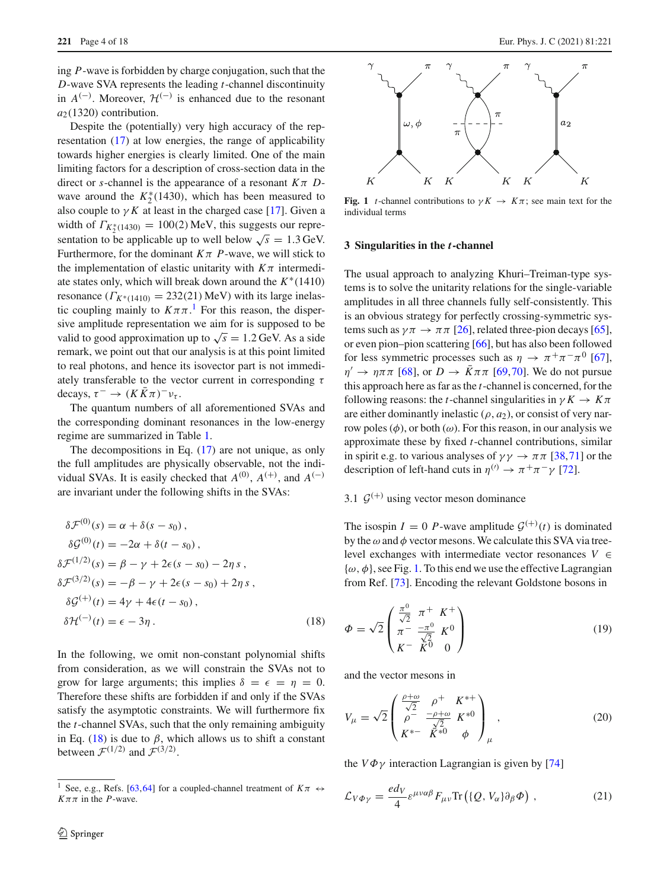ing $P$-wave is forbidden by charge conjugation, such that the $D$-wave SVA represents the leading $t$-channel discontinuity in $A^{(-)}$. Moreover, $\mathcal{H}^{(-)}$ is enhanced due to the resonant $a_2(1320)$ contribution.

Despite the (potentially) very high accuracy of the representation (17) at low energies, the range of applicability towards higher energies is clearly limited. One of the main limiting factors for a description of cross-section data in the direct or $s$-channel is the appearance of a resonant $K\pi$ $D$-wave around the $K_2^*(1430)$, which has been measured to also couple to $\gamma K$ at least in the charged case [17]. Given a width of $\Gamma_{K_2^*(1430)} = 100(2)$ MeV, this suggests our representation to be applicable up to well below $\sqrt{s} = 1.3$ GeV. Furthermore, for the dominant $K\pi$ $P$-wave, we will stick to the implementation of elastic unitarity with $K\pi$ intermediate states only, which will break down around the $K^*(1410)$ resonance ($\Gamma_{K^*(1410)} = 232(21)$ MeV) with its large inelastic coupling mainly to $K\pi\pi$.[1] For this reason, the dispersive amplitude representation we aim for is supposed to be valid to good approximation up to $\sqrt{s} = 1.2$ GeV. As a side remark, we point out that our analysis is at this point limited to real photons, and hence its isovector part is not immediately transferable to the vector current in corresponding $\tau$ decays, $\tau^- \to (K\bar{K}\pi)^-\nu_\tau$.

The quantum numbers of all aforementioned SVAs and the corresponding dominant resonances in the low-energy regime are summarized in Table 1.

The decompositions in Eq. (17) are not unique, as only the full amplitudes are physically observable, not the individual SVAs. It is easily checked that $A^{(0)}$, $A^{(+)}$, and $A^{(-)}$ are invariant under the following shifts in the SVAs:

$$
\begin{aligned}
\delta\mathcal{F}^{(0)}(s) &= \alpha + \delta(s - s_0)\,, \\
\delta\mathcal{G}^{(0)}(t) &= -2\alpha + \delta(t - s_0)\,, \\
\delta\mathcal{F}^{(1/2)}(s) &= \beta - \gamma + 2\epsilon(s - s_0) - 2\eta\, s\,, \\
\delta\mathcal{F}^{(3/2)}(s) &= -\beta - \gamma + 2\epsilon(s - s_0) + 2\eta\, s\,, \\
\delta\mathcal{G}^{(+)}(t) &= 4\gamma + 4\epsilon(t - s_0)\,, \\
\delta\mathcal{H}^{(-)}(t) &= \epsilon - 3\eta\,.
\end{aligned} \tag{18}
$$

In the following, we omit non-constant polynomial shifts from consideration, as we will constrain the SVAs not to grow for large arguments; this implies $\delta = \epsilon = \eta = 0$. Therefore these shifts are forbidden if and only if the SVAs satisfy the asymptotic constraints. We will furthermore fix the $t$-channel SVAs, such that the only remaining ambiguity in Eq. (18) is due to $\beta$, which allows us to shift a constant between $\mathcal{F}^{(1/2)}$ and $\mathcal{F}^{(3/2)}$.

[1] See, e.g., Refs. [63,64] for a coupled-channel treatment of $K\pi \leftrightarrow K\pi\pi$ in the $P$-wave.

**Fig. 1** $t$-channel contributions to $\gamma K \to K\pi$; see main text for the individual terms

## 3 Singularities in the $t$-channel

The usual approach to analyzing Khuri–Treiman-type systems is to solve the unitarity relations for the single-variable amplitudes in all three channels fully self-consistently. This is an obvious strategy for perfectly crossing-symmetric systems such as $\gamma\pi \to \pi\pi$ [26], related three-pion decays [65], or even pion–pion scattering [66], but has also been followed for less symmetric processes such as $\eta \to \pi^+\pi^-\pi^0$ [67], $\eta' \to \eta\pi\pi$ [68], or $D \to \bar{K}\pi\pi$ [69,70]. We do not pursue this approach here as far as the $t$-channel is concerned, for the following reasons: the $t$-channel singularities in $\gamma K \to K\pi$ are either dominantly inelastic ($\rho$, $a_2$), or consist of very narrow poles ($\phi$), or both ($\omega$). For this reason, in our analysis we approximate these by fixed $t$-channel contributions, similar in spirit e.g. to various analyses of $\gamma\gamma \to \pi\pi$ [38,71] or the description of left-hand cuts in $\eta^{(\prime)} \to \pi^+\pi^-\gamma$ [72].

### 3.1 $\mathcal{G}^{(+)}$ using vector meson dominance

The isospin $I = 0$ $P$-wave amplitude $\mathcal{G}^{(+)}(t)$ is dominated by the $\omega$ and $\phi$ vector mesons. We calculate this SVA via tree-level exchanges with intermediate vector resonances $V \in \{\omega, \phi\}$, see Fig. 1. To this end we use the effective Lagrangian from Ref. [73]. Encoding the relevant Goldstone bosons in

$$
\Phi = \sqrt{2}\begin{pmatrix} \frac{\pi^0}{\sqrt{2}} & \pi^+ & K^+ \\ \pi^- & \frac{-\pi^0}{\sqrt{2}} & K^0 \\ K^- & \bar{K}^0 & 0 \end{pmatrix} \tag{19}
$$

and the vector mesons in

$$
V_\mu = \sqrt{2}\begin{pmatrix} \frac{\rho+\omega}{\sqrt{2}} & \rho^+ & K^{*+} \\ \rho^- & \frac{-\rho+\omega}{\sqrt{2}} & K^{*0} \\ K^{*-} & \bar{K}^{*0} & \phi \end{pmatrix}_\mu\,, \tag{20}
$$

the $V\Phi\gamma$ interaction Lagrangian is given by [74]

$$
\mathcal{L}_{V\Phi\gamma} = \frac{e d_V}{4}\epsilon^{\mu\nu\alpha\beta}F_{\mu\nu}\mathrm{Tr}\left(\{Q, V_\alpha\}\partial_\beta\Phi\right)\,, \tag{21}
$$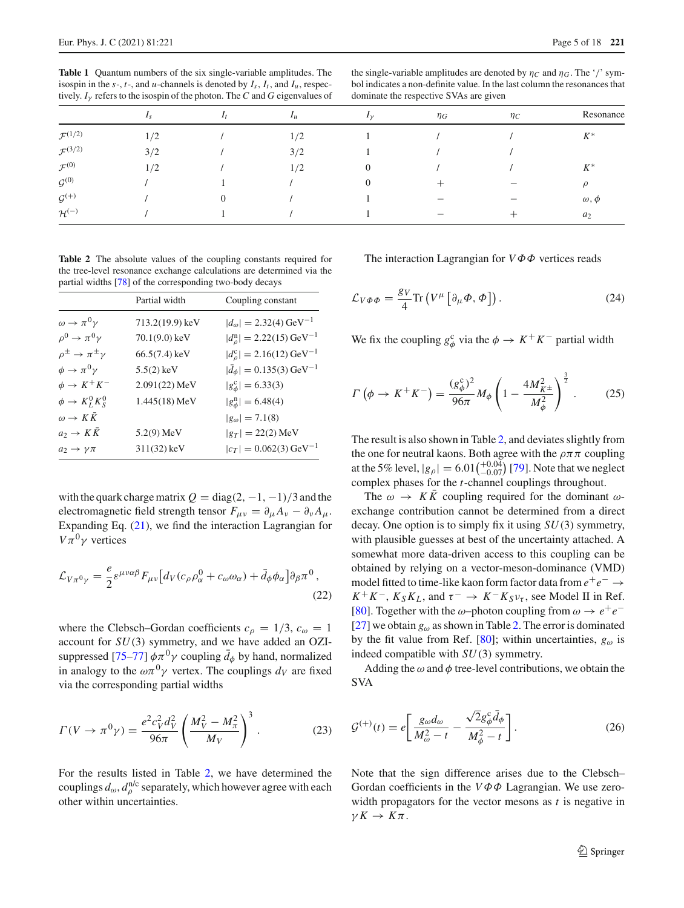**Table 1** Quantum numbers of the six single-variable amplitudes. The isospin in the $s$-, $t$-, and $u$-channels is denoted by $I_s$, $I_t$, and $I_u$, respectively. $I_\gamma$ refers to the isospin of the photon. The $C$ and $G$ eigenvalues of the single-variable amplitudes are denoted by $\eta_C$ and $\eta_G$. The '/' symbol indicates a non-definite value. In the last column the resonances that dominate the respective SVAs are given

| | $I_s$ | $I_t$ | $I_u$ | $I_\gamma$ | $\eta_G$ | $\eta_C$ | Resonance |
|---|---|---|---|---|---|---|---|
| $\mathcal{F}^{(1/2)}$ | 1/2 | / | 1/2 | 1 | / | / | $K^*$ |
| $\mathcal{F}^{(3/2)}$ | 3/2 | / | 3/2 | 1 | / | / | |
| $\mathcal{F}^{(0)}$ | 1/2 | / | 1/2 | 0 | / | / | $K^*$ |
| $\mathcal{G}^{(0)}$ | / | 1 | / | 0 | + | − | $\rho$ |
| $\mathcal{G}^{(+)}$ | / | 0 | / | 1 | − | − | $\omega, \phi$ |
| $\mathcal{H}^{(-)}$ | / | 1 | / | 1 | − | + | $a_2$ |

**Table 2** The absolute values of the coupling constants required for the tree-level resonance exchange calculations are determined via the partial widths [78] of the corresponding two-body decays

| | Partial width | Coupling constant |
|---|---|---|
| $\omega \to \pi^0\gamma$ | 713.2(19.9) keV | $\lvert d_\omega\rvert = 2.32(4)\ \text{GeV}^{-1}$ |
| $\rho^0 \to \pi^0\gamma$ | 70.1(9.0) keV | $\lvert d_\rho^{\text{n}}\rvert = 2.22(15)\ \text{GeV}^{-1}$ |
| $\rho^\pm \to \pi^\pm\gamma$ | 66.5(7.4) keV | $\lvert d_\rho^{\text{c}}\rvert = 2.16(12)\ \text{GeV}^{-1}$ |
| $\phi \to \pi^0\gamma$ | 5.5(2) keV | $\lvert \bar{d}_\phi\rvert = 0.135(3)\ \text{GeV}^{-1}$ |
| $\phi \to K^+K^-$ | 2.091(22) MeV | $\lvert g_\phi^{\text{c}}\rvert = 6.33(3)$ |
| $\phi \to K_L^0 K_S^0$ | 1.445(18) MeV | $\lvert g_\phi^{\text{n}}\rvert = 6.48(4)$ |
| $\omega \to K\bar{K}$ | | $\lvert g_\omega\rvert = 7.1(8)$ |
| $a_2 \to K\bar{K}$ | 5.2(9) MeV | $\lvert g_T\rvert = 22(2)$ MeV |
| $a_2 \to \gamma\pi$ | 311(32) keV | $\lvert c_T\rvert = 0.062(3)\ \text{GeV}^{-1}$ |

with the quark charge matrix $Q = \text{diag}(2, -1, -1)/3$ and the electromagnetic field strength tensor $F_{\mu\nu} = \partial_\mu A_\nu - \partial_\nu A_\mu$. Expanding Eq. (21), we find the interaction Lagrangian for $V\pi^0\gamma$ vertices

$$\mathcal{L}_{V\pi^0\gamma} = \frac{e}{2}\epsilon^{\mu\nu\alpha\beta}F_{\mu\nu}\big[d_V(c_\rho\rho^0_\alpha + c_\omega\omega_\alpha) + \bar{d}_\phi\phi_\alpha\big]\partial_\beta\pi^0\,, \tag{22}$$

where the Clebsch–Gordan coefficients $c_\rho = 1/3$, $c_\omega = 1$ account for $SU(3)$ symmetry, and we have added an OZI-suppressed [75–77] $\phi\pi^0\gamma$ coupling $\bar{d}_\phi$ by hand, normalized in analogy to the $\omega\pi^0\gamma$ vertex. The couplings $d_V$ are fixed via the corresponding partial widths

$$\Gamma(V \to \pi^0\gamma) = \frac{e^2 c_V^2 d_V^2}{96\pi}\left(\frac{M_V^2 - M_\pi^2}{M_V}\right)^3. \tag{23}$$

For the results listed in Table 2, we have determined the couplings $d_\omega, d_\rho^{\text{n/c}}$ separately, which however agree with each other within uncertainties.

The interaction Lagrangian for $V\Phi\Phi$ vertices reads

$$\mathcal{L}_{V\Phi\Phi} = \frac{g_V}{4}\text{Tr}\left(V^\mu\left[\partial_\mu\Phi, \Phi\right]\right). \tag{24}$$

We fix the coupling $g_\phi^{\text{c}}$ via the $\phi \to K^+K^-$ partial width

$$\Gamma\left(\phi \to K^+K^-\right) = \frac{(g_\phi^{\text{c}})^2}{96\pi}M_\phi\left(1 - \frac{4M_{K^\pm}^2}{M_\phi^2}\right)^{\frac{3}{2}}. \tag{25}$$

The result is also shown in Table 2, and deviates slightly from the one for neutral kaons. Both agree with the $\rho\pi\pi$ coupling at the 5% level, $\lvert g_\rho\rvert = 6.01\left(^{+0.04}_{-0.07}\right)$ [79]. Note that we neglect complex phases for the $t$-channel couplings throughout.

The $\omega \to K\bar{K}$ coupling required for the dominant $\omega$-exchange contribution cannot be determined from a direct decay. One option is to simply fix it using $SU(3)$ symmetry, with plausible guesses at best of the uncertainty attached. A somewhat more data-driven access to this coupling can be obtained by relying on a vector-meson-dominance (VMD) model fitted to time-like kaon form factor data from $e^+e^- \to K^+K^-$, $K_SK_L$, and $\tau^- \to K^-K_S\nu_\tau$, see Model II in Ref. [80]. Together with the $\omega$–photon coupling from $\omega \to e^+e^-$ [27] we obtain $g_\omega$ as shown in Table 2. The error is dominated by the fit value from Ref. [80]; within uncertainties, $g_\omega$ is indeed compatible with $SU(3)$ symmetry.

Adding the $\omega$ and $\phi$ tree-level contributions, we obtain the SVA

$$\mathcal{G}^{(+)}(t) = e\left[\frac{g_\omega d_\omega}{M_\omega^2 - t} - \frac{\sqrt{2}g_\phi^{\text{c}}\bar{d}_\phi}{M_\phi^2 - t}\right]. \tag{26}$$

Note that the sign difference arises due to the Clebsch–Gordan coefficients in the $V\Phi\Phi$ Lagrangian. We use zero-width propagators for the vector mesons as $t$ is negative in $\gamma K \to K\pi$.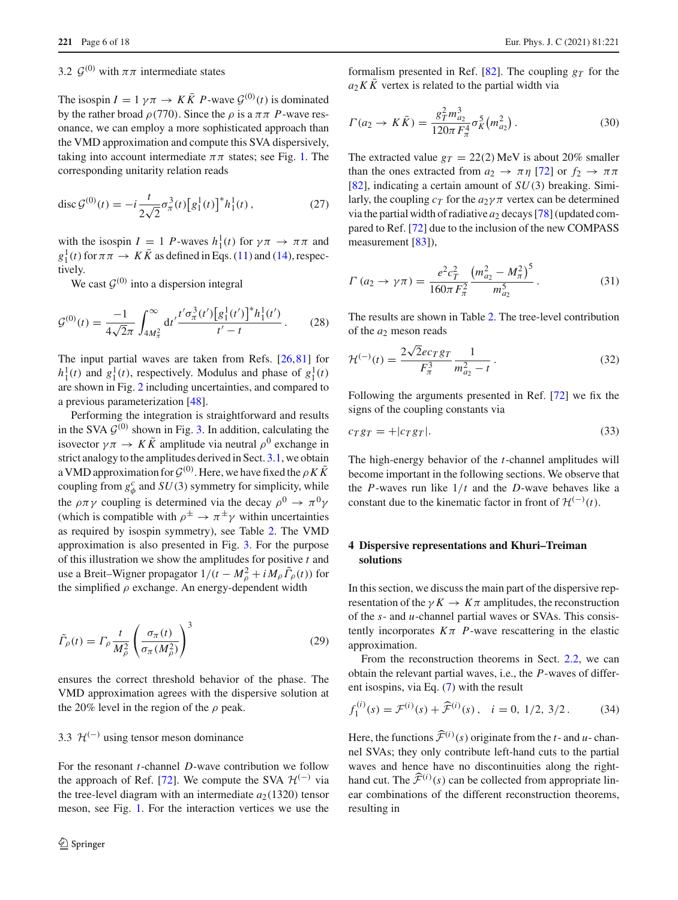### 3.2 $\mathcal{G}^{(0)}$ with $\pi\pi$ intermediate states

The isospin $I = 1$ $\gamma\pi \to K\bar{K}$ $P$-wave $\mathcal{G}^{(0)}(t)$ is dominated by the rather broad $\rho(770)$. Since the $\rho$ is a $\pi\pi$ $P$-wave resonance, we can employ a more sophisticated approach than the VMD approximation and compute this SVA dispersively, taking into account intermediate $\pi\pi$ states; see Fig. 1. The corresponding unitarity relation reads

$$\operatorname{disc}\mathcal{G}^{(0)}(t) = -i\,\frac{t}{2\sqrt{2}}\sigma_\pi^3(t)\big[g_1^1(t)\big]^* h_1^1(t)\,, \tag{27}$$

with the isospin $I = 1$ $P$-waves $h_1^1(t)$ for $\gamma\pi \to \pi\pi$ and $g_1^1(t)$ for $\pi\pi \to K\bar{K}$ as defined in Eqs. (11) and (14), respectively.

We cast $\mathcal{G}^{(0)}$ into a dispersion integral

$$\mathcal{G}^{(0)}(t) = \frac{-1}{4\sqrt{2}\pi}\int_{4M_\pi^2}^\infty \mathrm{d}t'\frac{t'\sigma_\pi^3(t')\big[g_1^1(t')\big]^* h_1^1(t')}{t'-t}\,. \tag{28}$$

The input partial waves are taken from Refs. [26,81] for $h_1^1(t)$ and $g_1^1(t)$, respectively. Modulus and phase of $g_1^1(t)$ are shown in Fig. 2 including uncertainties, and compared to a previous parameterization [48].

Performing the integration is straightforward and results in the SVA $\mathcal{G}^{(0)}$ shown in Fig. 3. In addition, calculating the isovector $\gamma\pi \to K\bar{K}$ amplitude via neutral $\rho^0$ exchange in strict analogy to the amplitudes derived in Sect. 3.1, we obtain a VMD approximation for $\mathcal{G}^{(0)}$. Here, we have fixed the $\rho K\bar{K}$ coupling from $g_\phi^c$ and $SU(3)$ symmetry for simplicity, while the $\rho\pi\gamma$ coupling is determined via the decay $\rho^0 \to \pi^0\gamma$ (which is compatible with $\rho^\pm \to \pi^\pm\gamma$ within uncertainties as required by isospin symmetry), see Table 2. The VMD approximation is also presented in Fig. 3. For the purpose of this illustration we show the amplitudes for positive $t$ and use a Breit–Wigner propagator $1/(t - M_\rho^2 + iM_\rho\tilde{\Gamma}_\rho(t))$ for the simplified $\rho$ exchange. An energy-dependent width

$$\tilde{\Gamma}_\rho(t) = \Gamma_\rho\frac{t}{M_\rho^2}\left(\frac{\sigma_\pi(t)}{\sigma_\pi(M_\rho^2)}\right)^3 \tag{29}$$

ensures the correct threshold behavior of the phase. The VMD approximation agrees with the dispersive solution at the 20% level in the region of the $\rho$ peak.

### 3.3 $\mathcal{H}^{(-)}$ using tensor meson dominance

For the resonant $t$-channel $D$-wave contribution we follow the approach of Ref. [72]. We compute the SVA $\mathcal{H}^{(-)}$ via the tree-level diagram with an intermediate $a_2(1320)$ tensor meson, see Fig. 1. For the interaction vertices we use the formalism presented in Ref. [82]. The coupling $g_T$ for the $a_2K\bar{K}$ vertex is related to the partial width via

$$\Gamma(a_2 \to K\bar{K}) = \frac{g_T^2 m_{a_2}^3}{120\pi F_\pi^4}\sigma_K^5\big(m_{a_2}^2\big)\,. \tag{30}$$

The extracted value $g_T = 22(2)$ MeV is about 20% smaller than the ones extracted from $a_2 \to \pi\eta$ [72] or $f_2 \to \pi\pi$ [82], indicating a certain amount of $SU(3)$ breaking. Similarly, the coupling $c_T$ for the $a_2\gamma\pi$ vertex can be determined via the partial width of radiative $a_2$ decays [78] (updated compared to Ref. [72] due to the inclusion of the new COMPASS measurement [83]),

$$\Gamma\left(a_2 \to \gamma\pi\right) = \frac{e^2c_T^2}{160\pi F_\pi^2}\frac{\left(m_{a_2}^2 - M_\pi^2\right)^5}{m_{a_2}^5}\,. \tag{31}$$

The results are shown in Table 2. The tree-level contribution of the $a_2$ meson reads

$$\mathcal{H}^{(-)}(t) = \frac{2\sqrt{2}ec_Tg_T}{F_\pi^3}\frac{1}{m_{a_2}^2 - t}\,. \tag{32}$$

Following the arguments presented in Ref. [72] we fix the signs of the coupling constants via

$$c_Tg_T = +|c_Tg_T|. \tag{33}$$

The high-energy behavior of the $t$-channel amplitudes will become important in the following sections. We observe that the $P$-waves run like $1/t$ and the $D$-wave behaves like a constant due to the kinematic factor in front of $\mathcal{H}^{(-)}(t)$.

## 4 Dispersive representations and Khuri–Treiman solutions

In this section, we discuss the main part of the dispersive representation of the $\gamma K \to K\pi$ amplitudes, the reconstruction of the $s$- and $u$-channel partial waves or SVAs. This consistently incorporates $K\pi$ $P$-wave rescattering in the elastic approximation.

From the reconstruction theorems in Sect. 2.2, we can obtain the relevant partial waves, i.e., the $P$-waves of different isospins, via Eq. (7) with the result

$$f_1^{(i)}(s) = \mathcal{F}^{(i)}(s) + \widehat{\mathcal{F}}^{(i)}(s)\,, \quad i = 0,\ 1/2,\ 3/2\,. \tag{34}$$

Here, the functions $\widehat{\mathcal{F}}^{(i)}(s)$ originate from the $t$- and $u$-channel SVAs; they only contribute left-hand cuts to the partial waves and hence have no discontinuities along the right-hand cut. The $\widehat{\mathcal{F}}^{(i)}(s)$ can be collected from appropriate linear combinations of the different reconstruction theorems, resulting in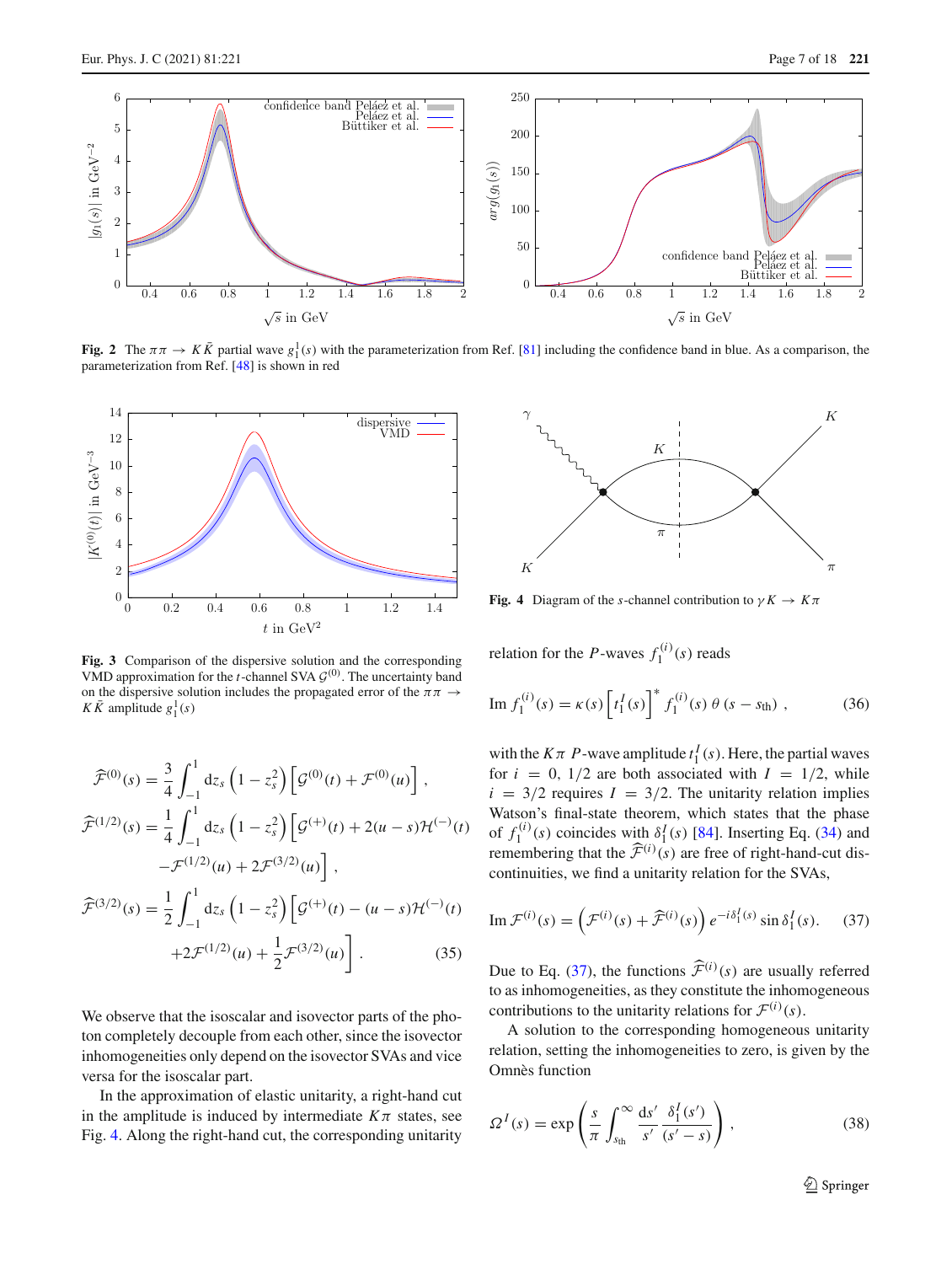**Fig. 2** The $\pi\pi \to K\bar{K}$ partial wave $g_1^1(s)$ with the parameterization from Ref. [81] including the confidence band in blue. As a comparison, the parameterization from Ref. [48] is shown in red

**Fig. 3** Comparison of the dispersive solution and the corresponding VMD approximation for the $t$-channel SVA $\mathcal{G}^{(0)}$. The uncertainty band on the dispersive solution includes the propagated error of the $\pi\pi \to K\bar{K}$ amplitude $g_1^1(s)$

**Fig. 4** Diagram of the $s$-channel contribution to $\gamma K \to K\pi$

$$
\begin{aligned}
\widehat{\mathcal{F}}^{(0)}(s) &= \frac{3}{4}\int_{-1}^{1} \mathrm{d}z_s \left(1 - z_s^2\right)\left[\mathcal{G}^{(0)}(t) + \mathcal{F}^{(0)}(u)\right], \\
\widehat{\mathcal{F}}^{(1/2)}(s) &= \frac{1}{4}\int_{-1}^{1} \mathrm{d}z_s \left(1 - z_s^2\right)\Big[\mathcal{G}^{(+)}(t) + 2(u-s)\mathcal{H}^{(-)}(t) \\
&\quad -\mathcal{F}^{(1/2)}(u) + 2\mathcal{F}^{(3/2)}(u)\Big], \\
\widehat{\mathcal{F}}^{(3/2)}(s) &= \frac{1}{2}\int_{-1}^{1} \mathrm{d}z_s \left(1 - z_s^2\right)\Big[\mathcal{G}^{(+)}(t) - (u-s)\mathcal{H}^{(-)}(t) \\
&\quad +2\mathcal{F}^{(1/2)}(u) + \frac{1}{2}\mathcal{F}^{(3/2)}(u)\Big].
\end{aligned} \tag{35}
$$

We observe that the isoscalar and isovector parts of the photon completely decouple from each other, since the isovector inhomogeneities only depend on the isovector SVAs and vice versa for the isoscalar part.

In the approximation of elastic unitarity, a right-hand cut in the amplitude is induced by intermediate $K\pi$ states, see Fig. 4. Along the right-hand cut, the corresponding unitarity relation for the $P$-waves $f_1^{(i)}(s)$ reads

$$
\operatorname{Im} f_1^{(i)}(s) = \kappa(s)\left[t_1^I(s)\right]^* f_1^{(i)}(s)\,\theta\,(s - s_{\text{th}}), \tag{36}
$$

with the $K\pi$ $P$-wave amplitude $t_1^I(s)$. Here, the partial waves for $i = 0,\ 1/2$ are both associated with $I = 1/2$, while $i = 3/2$ requires $I = 3/2$. The unitarity relation implies Watson's final-state theorem, which states that the phase of $f_1^{(i)}(s)$ coincides with $\delta_1^I(s)$ [84]. Inserting Eq. (34) and remembering that the $\widehat{\mathcal{F}}^{(i)}(s)$ are free of right-hand-cut discontinuities, we find a unitarity relation for the SVAs,

$$
\operatorname{Im} \mathcal{F}^{(i)}(s) = \left(\mathcal{F}^{(i)}(s) + \widehat{\mathcal{F}}^{(i)}(s)\right) e^{-i\delta_1^I(s)} \sin\delta_1^I(s). \tag{37}
$$

Due to Eq. (37), the functions $\widehat{\mathcal{F}}^{(i)}(s)$ are usually referred to as inhomogeneities, as they constitute the inhomogeneous contributions to the unitarity relations for $\mathcal{F}^{(i)}(s)$.

A solution to the corresponding homogeneous unitarity relation, setting the inhomogeneities to zero, is given by the Omnès function

$$
\Omega^I(s) = \exp\left(\frac{s}{\pi}\int_{s_{\text{th}}}^{\infty} \frac{\mathrm{d}s'}{s'} \frac{\delta_1^I(s')}{(s'-s)}\right), \tag{38}
$$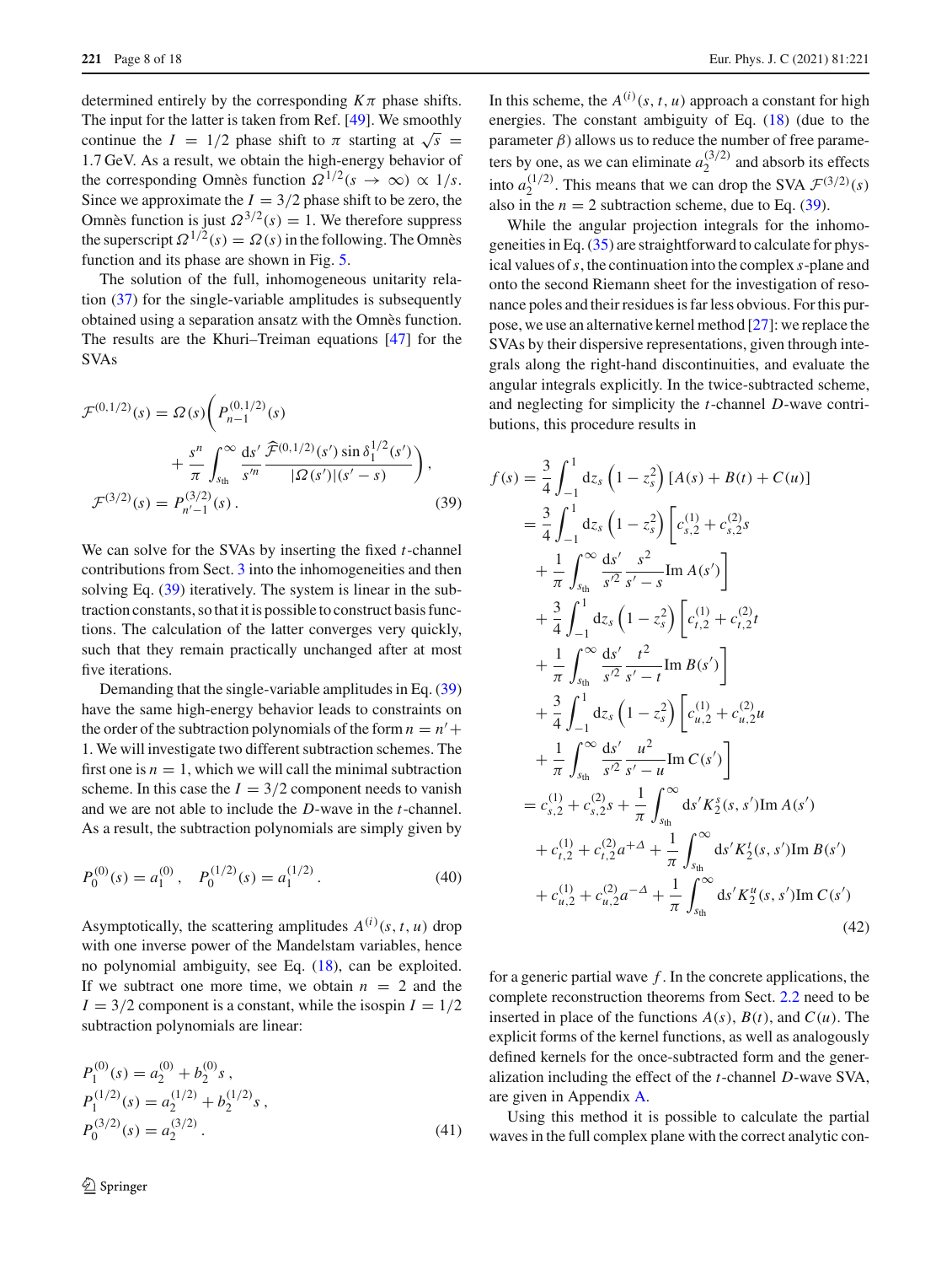determined entirely by the corresponding $K\pi$ phase shifts. The input for the latter is taken from Ref. [49]. We smoothly continue the $I = 1/2$ phase shift to $\pi$ starting at $\sqrt{s} = 1.7\,\text{GeV}$. As a result, we obtain the high-energy behavior of the corresponding Omnès function $\Omega^{1/2}(s \to \infty) \propto 1/s$. Since we approximate the $I = 3/2$ phase shift to be zero, the Omnès function is just $\Omega^{3/2}(s) = 1$. We therefore suppress the superscript $\Omega^{1/2}(s) = \Omega(s)$ in the following. The Omnès function and its phase are shown in Fig. 5.

The solution of the full, inhomogeneous unitarity relation (37) for the single-variable amplitudes is subsequently obtained using a separation ansatz with the Omnès function. The results are the Khuri–Treiman equations [47] for the SVAs

$$
\begin{aligned}
\mathcal{F}^{(0,1/2)}(s) &= \Omega(s)\Bigg( P_{n-1}^{(0,1/2)}(s) \\
&\quad + \frac{s^n}{\pi}\int_{s_{\text{th}}}^{\infty} \frac{\mathrm{d}s'}{s'^n} \frac{\widehat{\mathcal{F}}^{(0,1/2)}(s')\sin\delta_1^{1/2}(s')}{|\Omega(s')|(s'-s)}\Bigg), \\
\mathcal{F}^{(3/2)}(s) &= P_{n'-1}^{(3/2)}(s)\,.
\end{aligned}
\tag{39}
$$

We can solve for the SVAs by inserting the fixed $t$-channel contributions from Sect. 3 into the inhomogeneities and then solving Eq. (39) iteratively. The system is linear in the subtraction constants, so that it is possible to construct basis functions. The calculation of the latter converges very quickly, such that they remain practically unchanged after at most five iterations.

Demanding that the single-variable amplitudes in Eq. (39) have the same high-energy behavior leads to constraints on the order of the subtraction polynomials of the form $n = n' + 1$. We will investigate two different subtraction schemes. The first one is $n = 1$, which we will call the minimal subtraction scheme. In this case the $I = 3/2$ component needs to vanish and we are not able to include the $D$-wave in the $t$-channel. As a result, the subtraction polynomials are simply given by

$$
P_0^{(0)}(s) = a_1^{(0)}\,, \quad P_0^{(1/2)}(s) = a_1^{(1/2)}\,. \tag{40}
$$

Asymptotically, the scattering amplitudes $A^{(i)}(s,t,u)$ drop with one inverse power of the Mandelstam variables, hence no polynomial ambiguity, see Eq. (18), can be exploited. If we subtract one more time, we obtain $n = 2$ and the $I = 3/2$ component is a constant, while the isospin $I = 1/2$ subtraction polynomials are linear:

$$
\begin{aligned}
P_1^{(0)}(s) &= a_2^{(0)} + b_2^{(0)}s\,, \\
P_1^{(1/2)}(s) &= a_2^{(1/2)} + b_2^{(1/2)}s\,, \\
P_0^{(3/2)}(s) &= a_2^{(3/2)}\,.
\end{aligned}
\tag{41}
$$

In this scheme, the $A^{(i)}(s,t,u)$ approach a constant for high energies. The constant ambiguity of Eq. (18) (due to the parameter $\beta$) allows us to reduce the number of free parameters by one, as we can eliminate $a_2^{(3/2)}$ and absorb its effects into $a_2^{(1/2)}$. This means that we can drop the SVA $\mathcal{F}^{(3/2)}(s)$ also in the $n = 2$ subtraction scheme, due to Eq. (39).

While the angular projection integrals for the inhomogeneities in Eq. (35) are straightforward to calculate for physical values of $s$, the continuation into the complex $s$-plane and onto the second Riemann sheet for the investigation of resonance poles and their residues is far less obvious. For this purpose, we use an alternative kernel method [27]: we replace the SVAs by their dispersive representations, given through integrals along the right-hand discontinuities, and evaluate the angular integrals explicitly. In the twice-subtracted scheme, and neglecting for simplicity the $t$-channel $D$-wave contributions, this procedure results in

$$
\begin{aligned}
f(s) &= \frac{3}{4}\int_{-1}^{1}\mathrm{d}z_s\left(1-z_s^2\right)\left[A(s)+B(t)+C(u)\right] \\
&= \frac{3}{4}\int_{-1}^{1}\mathrm{d}z_s\left(1-z_s^2\right)\Bigg[c_{s,2}^{(1)}+c_{s,2}^{(2)}s \\
&\quad + \frac{1}{\pi}\int_{s_{\text{th}}}^{\infty}\frac{\mathrm{d}s'}{s'^2}\frac{s^2}{s'-s}\operatorname{Im}A(s')\Bigg] \\
&\quad + \frac{3}{4}\int_{-1}^{1}\mathrm{d}z_s\left(1-z_s^2\right)\Bigg[c_{t,2}^{(1)}+c_{t,2}^{(2)}t \\
&\quad + \frac{1}{\pi}\int_{s_{\text{th}}}^{\infty}\frac{\mathrm{d}s'}{s'^2}\frac{t^2}{s'-t}\operatorname{Im}B(s')\Bigg] \\
&\quad + \frac{3}{4}\int_{-1}^{1}\mathrm{d}z_s\left(1-z_s^2\right)\Bigg[c_{u,2}^{(1)}+c_{u,2}^{(2)}u \\
&\quad + \frac{1}{\pi}\int_{s_{\text{th}}}^{\infty}\frac{\mathrm{d}s'}{s'^2}\frac{u^2}{s'-u}\operatorname{Im}C(s')\Bigg] \\
&= c_{s,2}^{(1)}+c_{s,2}^{(2)}s+\frac{1}{\pi}\int_{s_{\text{th}}}^{\infty}\mathrm{d}s'K_2^s(s,s')\operatorname{Im}A(s') \\
&\quad + c_{t,2}^{(1)}+c_{t,2}^{(2)}a^{+\Delta}+\frac{1}{\pi}\int_{s_{\text{th}}}^{\infty}\mathrm{d}s'K_2^t(s,s')\operatorname{Im}B(s') \\
&\quad + c_{u,2}^{(1)}+c_{u,2}^{(2)}a^{-\Delta}+\frac{1}{\pi}\int_{s_{\text{th}}}^{\infty}\mathrm{d}s'K_2^u(s,s')\operatorname{Im}C(s')
\end{aligned}
\tag{42}
$$

for a generic partial wave $f$. In the concrete applications, the complete reconstruction theorems from Sect. 2.2 need to be inserted in place of the functions $A(s)$, $B(t)$, and $C(u)$. The explicit forms of the kernel functions, as well as analogously defined kernels for the once-subtracted form and the generalization including the effect of the $t$-channel $D$-wave SVA, are given in Appendix A.

Using this method it is possible to calculate the partial waves in the full complex plane with the correct analytic con-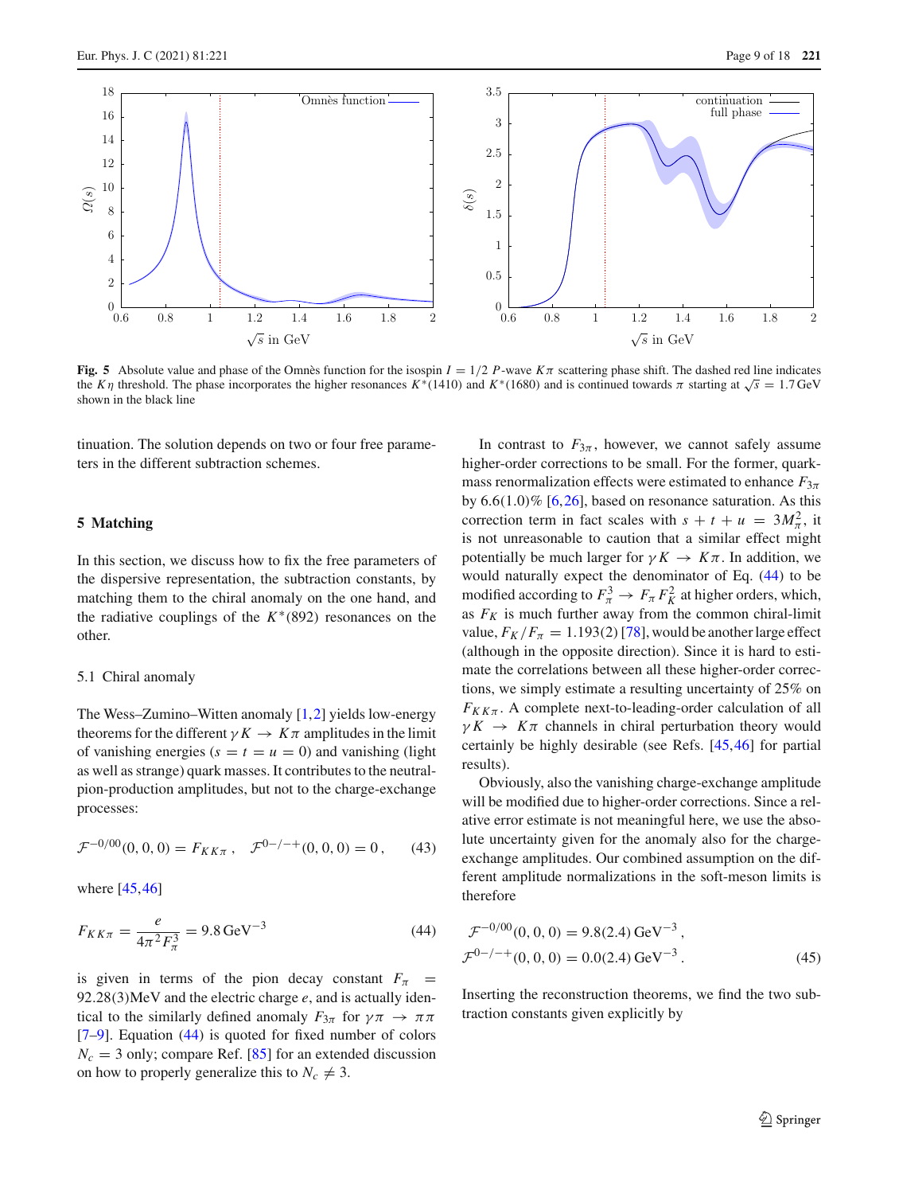Fig. 5 Absolute value and phase of the Omnès function for the isospin $I = 1/2$ $P$-wave $K\pi$ scattering phase shift. The dashed red line indicates the $K\eta$ threshold. The phase incorporates the higher resonances $K^*(1410)$ and $K^*(1680)$ and is continued towards $\pi$ starting at $\sqrt{s} = 1.7\,\text{GeV}$ shown in the black line

tinuation. The solution depends on two or four free parameters in the different subtraction schemes.

## 5 Matching

In this section, we discuss how to fix the free parameters of the dispersive representation, the subtraction constants, by matching them to the chiral anomaly on the one hand, and the radiative couplings of the $K^*(892)$ resonances on the other.

### 5.1 Chiral anomaly

The Wess–Zumino–Witten anomaly [1,2] yields low-energy theorems for the different $\gamma K \to K\pi$ amplitudes in the limit of vanishing energies ($s = t = u = 0$) and vanishing (light as well as strange) quark masses. It contributes to the neutral-pion-production amplitudes, but not to the charge-exchange processes:

$$\mathcal{F}^{-0/00}(0,0,0) = F_{KK\pi}\,, \quad \mathcal{F}^{0-/-+}(0,0,0) = 0\,, \qquad (43)$$

where [45,46]

$$F_{KK\pi} = \frac{e}{4\pi^2 F_\pi^3} = 9.8\,\text{GeV}^{-3} \qquad (44)$$

is given in terms of the pion decay constant $F_\pi = 92.28(3)\text{MeV}$ and the electric charge $e$, and is actually identical to the similarly defined anomaly $F_{3\pi}$ for $\gamma\pi \to \pi\pi$ [7–9]. Equation (44) is quoted for fixed number of colors $N_c = 3$ only; compare Ref. [85] for an extended discussion on how to properly generalize this to $N_c \neq 3$.

In contrast to $F_{3\pi}$, however, we cannot safely assume higher-order corrections to be small. For the former, quark-mass renormalization effects were estimated to enhance $F_{3\pi}$ by $6.6(1.0)\%$ [6,26], based on resonance saturation. As this correction term in fact scales with $s + t + u = 3M_\pi^2$, it is not unreasonable to caution that a similar effect might potentially be much larger for $\gamma K \to K\pi$. In addition, we would naturally expect the denominator of Eq. (44) to be modified according to $F_\pi^3 \to F_\pi F_K^2$ at higher orders, which, as $F_K$ is much further away from the common chiral-limit value, $F_K/F_\pi = 1.193(2)$ [78], would be another large effect (although in the opposite direction). Since it is hard to estimate the correlations between all these higher-order corrections, we simply estimate a resulting uncertainty of 25% on $F_{KK\pi}$. A complete next-to-leading-order calculation of all $\gamma K \to K\pi$ channels in chiral perturbation theory would certainly be highly desirable (see Refs. [45,46] for partial results).

Obviously, also the vanishing charge-exchange amplitude will be modified due to higher-order corrections. Since a relative error estimate is not meaningful here, we use the absolute uncertainty given for the anomaly also for the charge-exchange amplitudes. Our combined assumption on the different amplitude normalizations in the soft-meson limits is therefore

$$\begin{aligned}
\mathcal{F}^{-0/00}(0,0,0) &= 9.8(2.4)\,\text{GeV}^{-3}\,,\\
\mathcal{F}^{0-/-+}(0,0,0) &= 0.0(2.4)\,\text{GeV}^{-3}\,.
\end{aligned} \qquad (45)$$

Inserting the reconstruction theorems, we find the two subtraction constants given explicitly by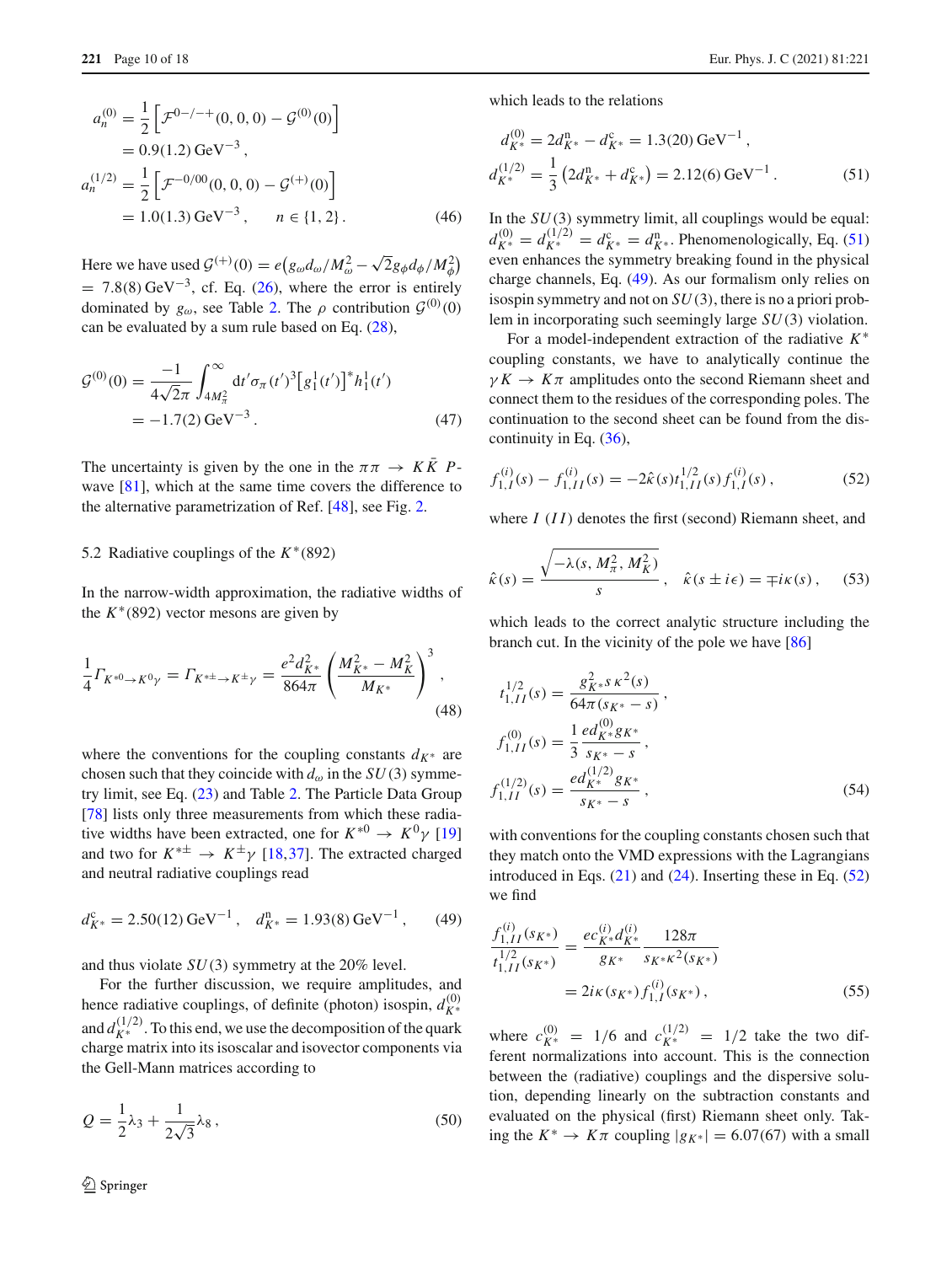$$
\begin{aligned}
a_n^{(0)} &= \frac{1}{2}\Big[\mathcal{F}^{0-/-+}(0,0,0) - \mathcal{G}^{(0)}(0)\Big] \\
&= 0.9(1.2)\,\text{GeV}^{-3}\,, \\
a_n^{(1/2)} &= \frac{1}{2}\Big[\mathcal{F}^{-0/00}(0,0,0) - \mathcal{G}^{(+)}(0)\Big] \\
&= 1.0(1.3)\,\text{GeV}^{-3}\,, \qquad n \in \{1,2\}\,.
\end{aligned}
\tag{46}
$$

Here we have used $\mathcal{G}^{(+)}(0) = e\big(g_\omega d_\omega/M_\omega^2 - \sqrt{2}g_\phi d_\phi/M_\phi^2\big) = 7.8(8)\,\text{GeV}^{-3}$, cf. Eq. (26), where the error is entirely dominated by $g_\omega$, see Table 2. The $\rho$ contribution $\mathcal{G}^{(0)}(0)$ can be evaluated by a sum rule based on Eq. (28),

$$
\begin{aligned}
\mathcal{G}^{(0)}(0) &= \frac{-1}{4\sqrt{2}\pi}\int_{4M_\pi^2}^\infty \mathrm{d}t' \sigma_\pi(t')^3 \big[g_1^1(t')\big]^* h_1^1(t') \\
&= -1.7(2)\,\text{GeV}^{-3}\,.
\end{aligned}
\tag{47}
$$

The uncertainty is given by the one in the $\pi\pi \to K\bar{K}$ $P$-wave [81], which at the same time covers the difference to the alternative parametrization of Ref. [48], see Fig. 2.

### 5.2 Radiative couplings of the $K^*(892)$

In the narrow-width approximation, the radiative widths of the $K^*(892)$ vector mesons are given by

$$
\frac{1}{4}\Gamma_{K^{*0}\to K^0\gamma} = \Gamma_{K^{*\pm}\to K^\pm\gamma} = \frac{e^2 d_{K^*}^2}{864\pi}\left(\frac{M_{K^*}^2 - M_K^2}{M_{K^*}}\right)^3,
\tag{48}
$$

where the conventions for the coupling constants $d_{K^*}$ are chosen such that they coincide with $d_\omega$ in the $SU(3)$ symmetry limit, see Eq. (23) and Table 2. The Particle Data Group [78] lists only three measurements from which these radiative widths have been extracted, one for $K^{*0} \to K^0\gamma$ [19] and two for $K^{*\pm} \to K^\pm\gamma$ [18,37]. The extracted charged and neutral radiative couplings read

$$
d_{K^*}^{\text{c}} = 2.50(12)\,\text{GeV}^{-1}\,, \quad d_{K^*}^{\text{n}} = 1.93(8)\,\text{GeV}^{-1}\,,
\tag{49}
$$

and thus violate $SU(3)$ symmetry at the 20% level.

For the further discussion, we require amplitudes, and hence radiative couplings, of definite (photon) isospin, $d_{K^*}^{(0)}$ and $d_{K^*}^{(1/2)}$. To this end, we use the decomposition of the quark charge matrix into its isoscalar and isovector components via the Gell-Mann matrices according to

$$
Q = \frac{1}{2}\lambda_3 + \frac{1}{2\sqrt{3}}\lambda_8\,,
\tag{50}
$$

which leads to the relations

$$
\begin{aligned}
d_{K^*}^{(0)} &= 2d_{K^*}^{\text{n}} - d_{K^*}^{\text{c}} = 1.3(20)\,\text{GeV}^{-1}\,, \\
d_{K^*}^{(1/2)} &= \frac{1}{3}\left(2d_{K^*}^{\text{n}} + d_{K^*}^{\text{c}}\right) = 2.12(6)\,\text{GeV}^{-1}\,.
\end{aligned}
\tag{51}
$$

In the $SU(3)$ symmetry limit, all couplings would be equal: $d_{K^*}^{(0)} = d_{K^*}^{(1/2)} = d_{K^*}^{\text{c}} = d_{K^*}^{\text{n}}$. Phenomenologically, Eq. (51) even enhances the symmetry breaking found in the physical charge channels, Eq. (49). As our formalism only relies on isospin symmetry and not on $SU(3)$, there is no a priori problem in incorporating such seemingly large $SU(3)$ violation.

For a model-independent extraction of the radiative $K^*$ coupling constants, we have to analytically continue the $\gamma K \to K\pi$ amplitudes onto the second Riemann sheet and connect them to the residues of the corresponding poles. The continuation to the second sheet can be found from the discontinuity in Eq. (36),

$$
f_{1,I}^{(i)}(s) - f_{1,II}^{(i)}(s) = -2\hat{\kappa}(s) t_{1,II}^{1/2}(s) f_{1,I}^{(i)}(s)\,,
\tag{52}
$$

where $I$ $(II)$ denotes the first (second) Riemann sheet, and

$$
\hat{\kappa}(s) = \frac{\sqrt{-\lambda(s, M_\pi^2, M_K^2)}}{s}\,, \quad \hat{\kappa}(s \pm i\epsilon) = \mp i\kappa(s)\,,
\tag{53}
$$

which leads to the correct analytic structure including the branch cut. In the vicinity of the pole we have [86]

$$
\begin{aligned}
t_{1,II}^{1/2}(s) &= \frac{g_{K^*}^2 s\,\kappa^2(s)}{64\pi(s_{K^*} - s)}\,, \\
f_{1,II}^{(0)}(s) &= \frac{1}{3}\frac{e d_{K^*}^{(0)} g_{K^*}}{s_{K^*} - s}\,, \\
f_{1,II}^{(1/2)}(s) &= \frac{e d_{K^*}^{(1/2)} g_{K^*}}{s_{K^*} - s}\,,
\end{aligned}
\tag{54}
$$

with conventions for the coupling constants chosen such that they match onto the VMD expressions with the Lagrangians introduced in Eqs. (21) and (24). Inserting these in Eq. (52) we find

$$
\begin{aligned}
\frac{f_{1,II}^{(i)}(s_{K^*})}{t_{1,II}^{1/2}(s_{K^*})} &= \frac{e c_{K^*}^{(i)} d_{K^*}^{(i)}}{g_{K^*}} \frac{128\pi}{s_{K^*}\kappa^2(s_{K^*})} \\
&= 2i\kappa(s_{K^*}) f_{1,I}^{(i)}(s_{K^*})\,,
\end{aligned}
\tag{55}
$$

where $c_{K^*}^{(0)} = 1/6$ and $c_{K^*}^{(1/2)} = 1/2$ take the two different normalizations into account. This is the connection between the (radiative) couplings and the dispersive solution, depending linearly on the subtraction constants and evaluated on the physical (first) Riemann sheet only. Taking the $K^* \to K\pi$ coupling $|g_{K^*}| = 6.07(67)$ with a small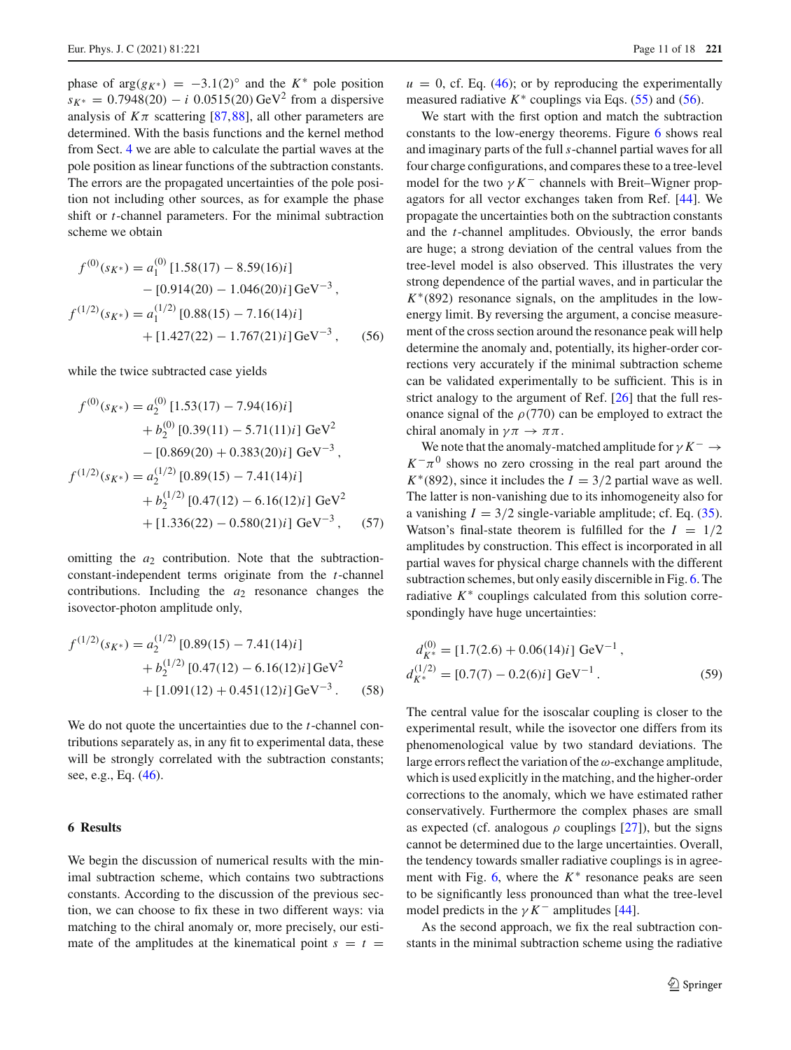phase of $\arg(g_{K^*}) = -3.1(2)^\circ$ and the $K^*$ pole position $s_{K^*} = 0.7948(20) - i\,0.0515(20)\,\text{GeV}^2$ from a dispersive analysis of $K\pi$ scattering [87,88], all other parameters are determined. With the basis functions and the kernel method from Sect. 4 we are able to calculate the partial waves at the pole position as linear functions of the subtraction constants. The errors are the propagated uncertainties of the pole position not including other sources, as for example the phase shift or $t$-channel parameters. For the minimal subtraction scheme we obtain

$$
\begin{aligned}
f^{(0)}(s_{K^*}) &= a_1^{(0)}\,[1.58(17) - 8.59(16)i] \\
&\quad - [0.914(20) - 1.046(20)i]\,\text{GeV}^{-3}\,, \\
f^{(1/2)}(s_{K^*}) &= a_1^{(1/2)}\,[0.88(15) - 7.16(14)i] \\
&\quad + [1.427(22) - 1.767(21)i]\,\text{GeV}^{-3}\,, \qquad (56)
\end{aligned}
$$

while the twice subtracted case yields

$$
\begin{aligned}
f^{(0)}(s_{K^*}) &= a_2^{(0)}\,[1.53(17) - 7.94(16)i] \\
&\quad + b_2^{(0)}\,[0.39(11) - 5.71(11)i]\ \text{GeV}^2 \\
&\quad - [0.869(20) + 0.383(20)i]\ \text{GeV}^{-3}\,, \\
f^{(1/2)}(s_{K^*}) &= a_2^{(1/2)}\,[0.89(15) - 7.41(14)i] \\
&\quad + b_2^{(1/2)}\,[0.47(12) - 6.16(12)i]\ \text{GeV}^2 \\
&\quad + [1.336(22) - 0.580(21)i]\ \text{GeV}^{-3}\,, \qquad (57)
\end{aligned}
$$

omitting the $a_2$ contribution. Note that the subtraction-constant-independent terms originate from the $t$-channel contributions. Including the $a_2$ resonance changes the isovector-photon amplitude only,

$$
\begin{aligned}
f^{(1/2)}(s_{K^*}) &= a_2^{(1/2)}\,[0.89(15) - 7.41(14)i] \\
&\quad + b_2^{(1/2)}\,[0.47(12) - 6.16(12)i]\,\text{GeV}^2 \\
&\quad + [1.091(12) + 0.451(12)i]\,\text{GeV}^{-3}\,. \qquad (58)
\end{aligned}
$$

We do not quote the uncertainties due to the $t$-channel contributions separately as, in any fit to experimental data, these will be strongly correlated with the subtraction constants; see, e.g., Eq. (46).

## 6 Results

We begin the discussion of numerical results with the minimal subtraction scheme, which contains two subtractions constants. According to the discussion of the previous section, we can choose to fix these in two different ways: via matching to the chiral anomaly or, more precisely, our estimate of the amplitudes at the kinematical point $s = t = u = 0$, cf. Eq. (46); or by reproducing the experimentally measured radiative $K^*$ couplings via Eqs. (55) and (56).

We start with the first option and match the subtraction constants to the low-energy theorems. Figure 6 shows real and imaginary parts of the full $s$-channel partial waves for all four charge configurations, and compares these to a tree-level model for the two $\gamma K^-$ channels with Breit–Wigner propagators for all vector exchanges taken from Ref. [44]. We propagate the uncertainties both on the subtraction constants and the $t$-channel amplitudes. Obviously, the error bands are huge; a strong deviation of the central values from the tree-level model is also observed. This illustrates the very strong dependence of the partial waves, and in particular the $K^*(892)$ resonance signals, on the amplitudes in the low-energy limit. By reversing the argument, a concise measurement of the cross section around the resonance peak will help determine the anomaly and, potentially, its higher-order corrections very accurately if the minimal subtraction scheme can be validated experimentally to be sufficient. This is in strict analogy to the argument of Ref. [26] that the full resonance signal of the $\rho(770)$ can be employed to extract the chiral anomaly in $\gamma\pi \to \pi\pi$.

We note that the anomaly-matched amplitude for $\gamma K^- \to K^-\pi^0$ shows no zero crossing in the real part around the $K^*(892)$, since it includes the $I = 3/2$ partial wave as well. The latter is non-vanishing due to its inhomogeneity also for a vanishing $I = 3/2$ single-variable amplitude; cf. Eq. (35). Watson's final-state theorem is fulfilled for the $I = 1/2$ amplitudes by construction. This effect is incorporated in all partial waves for physical charge channels with the different subtraction schemes, but only easily discernible in Fig. 6. The radiative $K^*$ couplings calculated from this solution correspondingly have huge uncertainties:

$$
\begin{aligned}
d_{K^*}^{(0)} &= [1.7(2.6) + 0.06(14)i]\ \text{GeV}^{-1}\,, \\
d_{K^*}^{(1/2)} &= [0.7(7) - 0.2(6)i]\ \text{GeV}^{-1}\,. \qquad (59)
\end{aligned}
$$

The central value for the isoscalar coupling is closer to the experimental result, while the isovector one differs from its phenomenological value by two standard deviations. The large errors reflect the variation of the $\omega$-exchange amplitude, which is used explicitly in the matching, and the higher-order corrections to the anomaly, which we have estimated rather conservatively. Furthermore the complex phases are small as expected (cf. analogous $\rho$ couplings [27]), but the signs cannot be determined due to the large uncertainties. Overall, the tendency towards smaller radiative couplings is in agreement with Fig. 6, where the $K^*$ resonance peaks are seen to be significantly less pronounced than what the tree-level model predicts in the $\gamma K^-$ amplitudes [44].

As the second approach, we fix the real subtraction constants in the minimal subtraction scheme using the radiative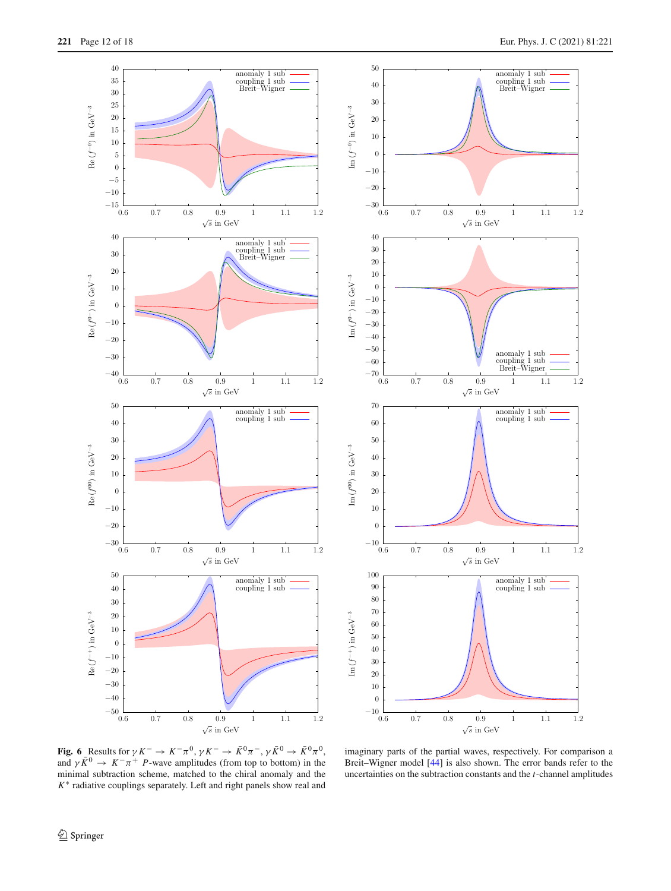**Fig. 6** Results for $\gamma K^- \to K^-\pi^0$, $\gamma K^- \to \bar{K}^0\pi^-$, $\gamma \bar{K}^0 \to \bar{K}^0\pi^0$, and $\gamma \bar{K}^0 \to K^-\pi^+$ $P$-wave amplitudes (from top to bottom) in the minimal subtraction scheme, matched to the chiral anomaly and the $K^*$ radiative couplings separately. Left and right panels show real and imaginary parts of the partial waves, respectively. For comparison a Breit–Wigner model [44] is also shown. The error bands refer to the uncertainties on the subtraction constants and the $t$-channel amplitudes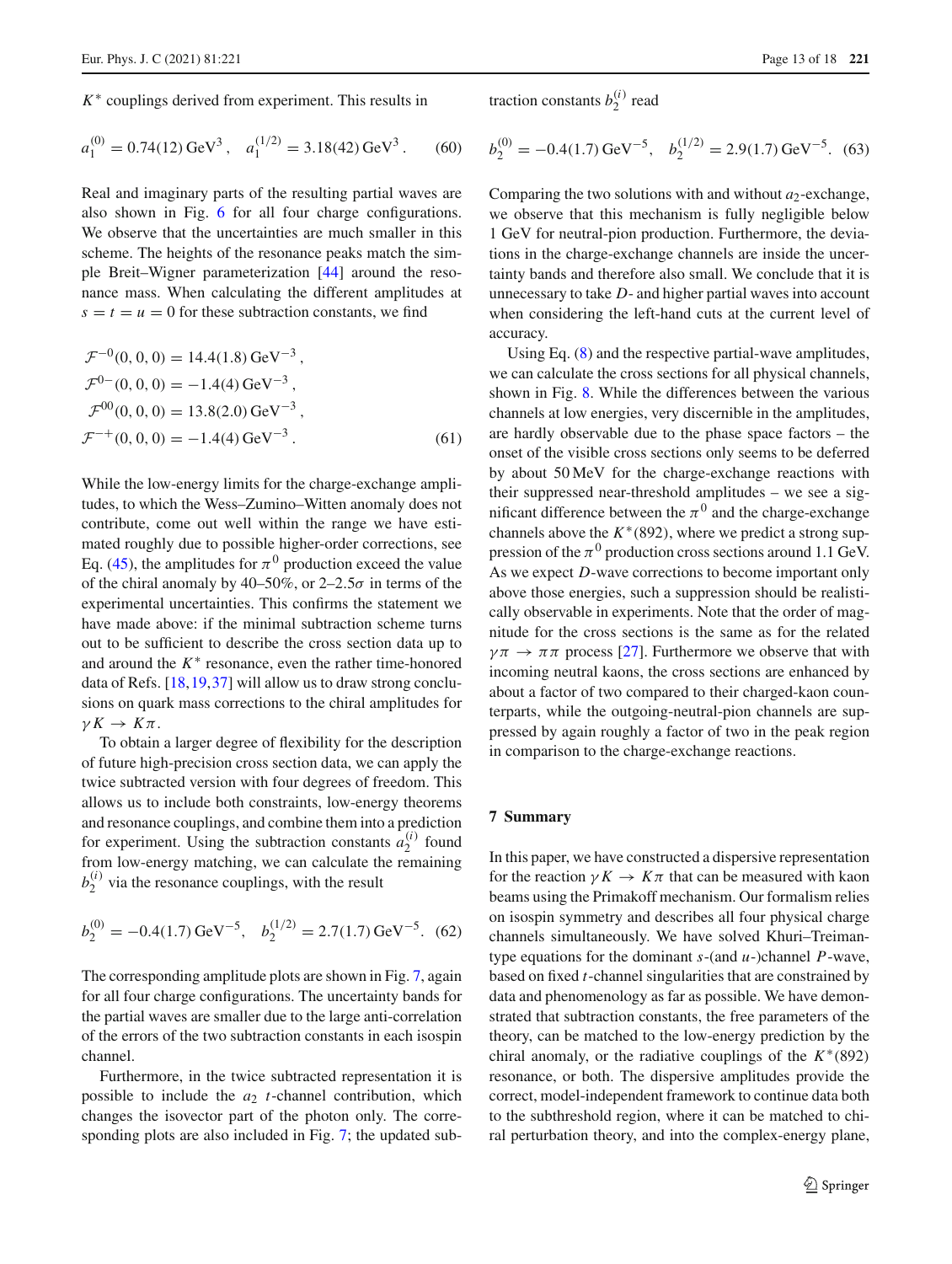$K^*$ couplings derived from experiment. This results in

$$a_1^{(0)} = 0.74(12)\,\text{GeV}^3\,, \quad a_1^{(1/2)} = 3.18(42)\,\text{GeV}^3\,. \qquad (60)$$

Real and imaginary parts of the resulting partial waves are also shown in Fig. 6 for all four charge configurations. We observe that the uncertainties are much smaller in this scheme. The heights of the resonance peaks match the simple Breit–Wigner parameterization [44] around the resonance mass. When calculating the different amplitudes at $s = t = u = 0$ for these subtraction constants, we find

$$\begin{aligned}
\mathcal{F}^{-0}(0,0,0) &= 14.4(1.8)\,\text{GeV}^{-3}\,, \\
\mathcal{F}^{0-}(0,0,0) &= -1.4(4)\,\text{GeV}^{-3}\,, \\
\mathcal{F}^{00}(0,0,0) &= 13.8(2.0)\,\text{GeV}^{-3}\,, \\
\mathcal{F}^{-+}(0,0,0) &= -1.4(4)\,\text{GeV}^{-3}\,.
\end{aligned} \qquad (61)$$

While the low-energy limits for the charge-exchange amplitudes, to which the Wess–Zumino–Witten anomaly does not contribute, come out well within the range we have estimated roughly due to possible higher-order corrections, see Eq. (45), the amplitudes for $\pi^0$ production exceed the value of the chiral anomaly by 40–50%, or 2–2.5$\sigma$ in terms of the experimental uncertainties. This confirms the statement we have made above: if the minimal subtraction scheme turns out to be sufficient to describe the cross section data up to and around the $K^*$ resonance, even the rather time-honored data of Refs. [18,19,37] will allow us to draw strong conclusions on quark mass corrections to the chiral amplitudes for $\gamma K \to K\pi$.

To obtain a larger degree of flexibility for the description of future high-precision cross section data, we can apply the twice subtracted version with four degrees of freedom. This allows us to include both constraints, low-energy theorems and resonance couplings, and combine them into a prediction for experiment. Using the subtraction constants $a_2^{(i)}$ found from low-energy matching, we can calculate the remaining $b_2^{(i)}$ via the resonance couplings, with the result

$$b_2^{(0)} = -0.4(1.7)\,\text{GeV}^{-5}, \quad b_2^{(1/2)} = 2.7(1.7)\,\text{GeV}^{-5}. \qquad (62)$$

The corresponding amplitude plots are shown in Fig. 7, again for all four charge configurations. The uncertainty bands for the partial waves are smaller due to the large anti-correlation of the errors of the two subtraction constants in each isospin channel.

Furthermore, in the twice subtracted representation it is possible to include the $a_2$ $t$-channel contribution, which changes the isovector part of the photon only. The corresponding plots are also included in Fig. 7; the updated subtraction constants $b_2^{(i)}$ read

$$b_2^{(0)} = -0.4(1.7)\,\text{GeV}^{-5}, \quad b_2^{(1/2)} = 2.9(1.7)\,\text{GeV}^{-5}. \qquad (63)$$

Comparing the two solutions with and without $a_2$-exchange, we observe that this mechanism is fully negligible below 1 GeV for neutral-pion production. Furthermore, the deviations in the charge-exchange channels are inside the uncertainty bands and therefore also small. We conclude that it is unnecessary to take $D$- and higher partial waves into account when considering the left-hand cuts at the current level of accuracy.

Using Eq. (8) and the respective partial-wave amplitudes, we can calculate the cross sections for all physical channels, shown in Fig. 8. While the differences between the various channels at low energies, very discernible in the amplitudes, are hardly observable due to the phase space factors – the onset of the visible cross sections only seems to be deferred by about 50 MeV for the charge-exchange reactions with their suppressed near-threshold amplitudes – we see a significant difference between the $\pi^0$ and the charge-exchange channels above the $K^*(892)$, where we predict a strong suppression of the $\pi^0$ production cross sections around 1.1 GeV. As we expect $D$-wave corrections to become important only above those energies, such a suppression should be realistically observable in experiments. Note that the order of magnitude for the cross sections is the same as for the related $\gamma\pi \to \pi\pi$ process [27]. Furthermore we observe that with incoming neutral kaons, the cross sections are enhanced by about a factor of two compared to their charged-kaon counterparts, while the outgoing-neutral-pion channels are suppressed by again roughly a factor of two in the peak region in comparison to the charge-exchange reactions.

## 7 Summary

In this paper, we have constructed a dispersive representation for the reaction $\gamma K \to K\pi$ that can be measured with kaon beams using the Primakoff mechanism. Our formalism relies on isospin symmetry and describes all four physical charge channels simultaneously. We have solved Khuri–Treiman-type equations for the dominant $s$-(and $u$-)channel $P$-wave, based on fixed $t$-channel singularities that are constrained by data and phenomenology as far as possible. We have demonstrated that subtraction constants, the free parameters of the theory, can be matched to the low-energy prediction by the chiral anomaly, or the radiative couplings of the $K^*(892)$ resonance, or both. The dispersive amplitudes provide the correct, model-independent framework to continue data both to the subthreshold region, where it can be matched to chiral perturbation theory, and into the complex-energy plane,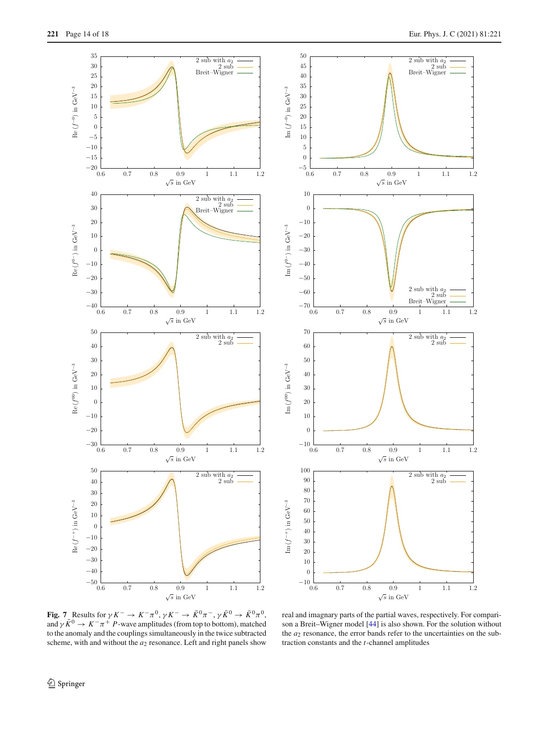**Fig. 7** Results for $\gamma K^- \to K^-\pi^0$, $\gamma K^- \to \bar{K}^0\pi^-$, $\gamma \bar{K}^0 \to \bar{K}^0\pi^0$, and $\gamma \bar{K}^0 \to K^-\pi^+$ $P$-wave amplitudes (from top to bottom), matched to the anomaly and the couplings simultaneously in the twice subtracted scheme, with and without the $a_2$ resonance. Left and right panels show real and imagnary parts of the partial waves, respectively. For comparison a Breit–Wigner model [44] is also shown. For the solution without the $a_2$ resonance, the error bands refer to the uncertainties on the subtraction constants and the $t$-channel amplitudes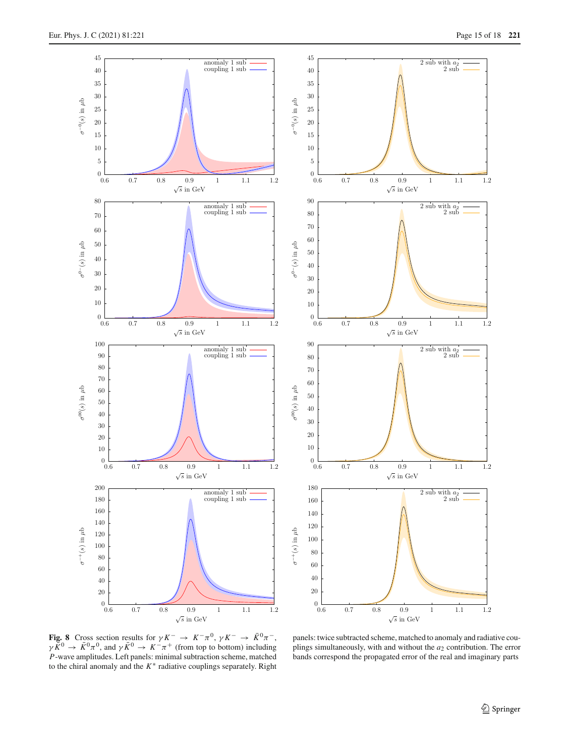**Fig. 8** Cross section results for $\gamma K^- \to K^-\pi^0$, $\gamma K^- \to \bar{K}^0\pi^-$, $\gamma \bar{K}^0 \to \bar{K}^0\pi^0$, and $\gamma \bar{K}^0 \to K^-\pi^+$ (from top to bottom) including $P$-wave amplitudes. Left panels: minimal subtraction scheme, matched to the chiral anomaly and the $K^*$ radiative couplings separately. Right panels: twice subtracted scheme, matched to anomaly and radiative couplings simultaneously, with and without the $a_2$ contribution. The error bands correspond the propagated error of the real and imaginary parts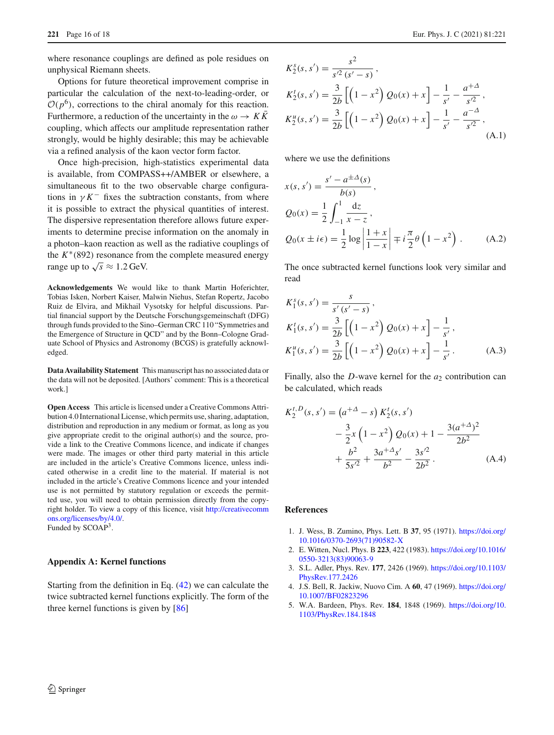where resonance couplings are defined as pole residues on unphysical Riemann sheets.

Options for future theoretical improvement comprise in particular the calculation of the next-to-leading-order, or $\mathcal{O}(p^6)$, corrections to the chiral anomaly for this reaction. Furthermore, a reduction of the uncertainty in the $\omega \to K\bar{K}$ coupling, which affects our amplitude representation rather strongly, would be highly desirable; this may be achievable via a refined analysis of the kaon vector form factor.

Once high-precision, high-statistics experimental data is available, from COMPASS++/AMBER or elsewhere, a simultaneous fit to the two observable charge configurations in $\gamma K^-$ fixes the subtraction constants, from where it is possible to extract the physical quantities of interest. The dispersive representation therefore allows future experiments to determine precise information on the anomaly in a photon–kaon reaction as well as the radiative couplings of the $K^*(892)$ resonance from the complete measured energy range up to $\sqrt{s} \approx 1.2\,\text{GeV}$.

**Acknowledgements** We would like to thank Martin Hoferichter, Tobias Isken, Norbert Kaiser, Malwin Niehus, Stefan Ropertz, Jacobo Ruiz de Elvira, and Mikhail Vysotsky for helpful discussions. Partial financial support by the Deutsche Forschungsgemeinschaft (DFG) through funds provided to the Sino–German CRC 110 "Symmetries and the Emergence of Structure in QCD" and by the Bonn–Cologne Graduate School of Physics and Astronomy (BCGS) is gratefully acknowledged.

**Data Availability Statement** This manuscript has no associated data or the data will not be deposited. [Authors' comment: This is a theoretical work.]

**Open Access** This article is licensed under a Creative Commons Attribution 4.0 International License, which permits use, sharing, adaptation, distribution and reproduction in any medium or format, as long as you give appropriate credit to the original author(s) and the source, provide a link to the Creative Commons licence, and indicate if changes were made. The images or other third party material in this article are included in the article's Creative Commons licence, unless indicated otherwise in a credit line to the material. If material is not included in the article's Creative Commons licence and your intended use is not permitted by statutory regulation or exceeds the permitted use, you will need to obtain permission directly from the copyright holder. To view a copy of this licence, visit http://creativecommons.org/licenses/by/4.0/.
Funded by SCOAP[3].

## Appendix A: Kernel functions

Starting from the definition in Eq. (42) we can calculate the twice subtracted kernel functions explicitly. The form of the three kernel functions is given by [86]

$$
\begin{aligned}
K_2^s(s,s') &= \frac{s^2}{s'^2\,(s'-s)}\,,\\
K_2^t(s,s') &= \frac{3}{2b}\left[\left(1-x^2\right)Q_0(x)+x\right]-\frac{1}{s'}-\frac{a^{+\Delta}}{s'^2}\,,\\
K_2^u(s,s') &= \frac{3}{2b}\left[\left(1-x^2\right)Q_0(x)+x\right]-\frac{1}{s'}-\frac{a^{-\Delta}}{s'^2}\,,
\end{aligned}
\tag{A.1}
$$

where we use the definitions

$$
\begin{aligned}
x(s,s') &= \frac{s'-a^{\pm\Delta}(s)}{b(s)}\,,\\
Q_0(x) &= \frac{1}{2}\int_{-1}^{1}\frac{\mathrm{d}z}{x-z}\,,\\
Q_0(x\pm i\epsilon) &= \frac{1}{2}\log\left|\frac{1+x}{1-x}\right|\mp i\frac{\pi}{2}\theta\left(1-x^2\right)\,.
\end{aligned}
\tag{A.2}
$$

The once subtracted kernel functions look very similar and read

$$
\begin{aligned}
K_1^s(s,s') &= \frac{s}{s'\,(s'-s)}\,,\\
K_1^t(s,s') &= \frac{3}{2b}\left[\left(1-x^2\right)Q_0(x)+x\right]-\frac{1}{s'}\,,\\
K_1^u(s,s') &= \frac{3}{2b}\left[\left(1-x^2\right)Q_0(x)+x\right]-\frac{1}{s'}\,.
\end{aligned}
\tag{A.3}
$$

Finally, also the $D$-wave kernel for the $a_2$ contribution can be calculated, which reads

$$
\begin{aligned}
K_2^{t,D}(s,s') &= \left(a^{+\Delta}-s\right)K_2^t(s,s')\\
&\quad-\frac{3}{2}x\left(1-x^2\right)Q_0(x)+1-\frac{3(a^{+\Delta})^2}{2b^2}\\
&\quad+\frac{b^2}{5s'^2}+\frac{3a^{+\Delta}s'}{b^2}-\frac{3s'^2}{2b^2}\,.
\end{aligned}
\tag{A.4}
$$

## References

1. J. Wess, B. Zumino, Phys. Lett. B **37**, 95 (1971). https://doi.org/10.1016/0370-2693(71)90582-X
2. E. Witten, Nucl. Phys. B **223**, 422 (1983). https://doi.org/10.1016/0550-3213(83)90063-9
3. S.L. Adler, Phys. Rev. **177**, 2426 (1969). https://doi.org/10.1103/PhysRev.177.2426
4. J.S. Bell, R. Jackiw, Nuovo Cim. A **60**, 47 (1969). https://doi.org/10.1007/BF02823296
5. W.A. Bardeen, Phys. Rev. **184**, 1848 (1969). https://doi.org/10.1103/PhysRev.184.1848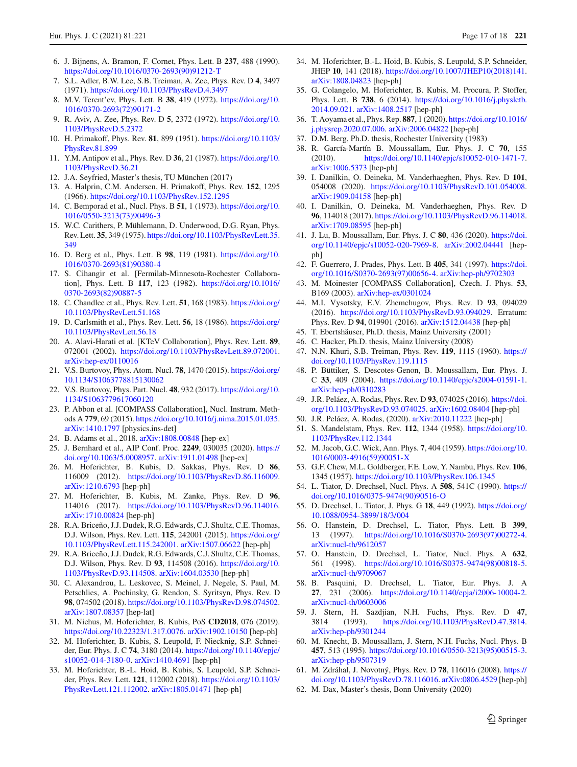6. J. Bijnens, A. Bramon, F. Cornet, Phys. Lett. B **237**, 488 (1990). https://doi.org/10.1016/0370-2693(90)91212-T
7. S.L. Adler, B.W. Lee, S.B. Treiman, A. Zee, Phys. Rev. D **4**, 3497 (1971). https://doi.org/10.1103/PhysRevD.4.3497
8. M.V. Terent'ev, Phys. Lett. B **38**, 419 (1972). https://doi.org/10.1016/0370-2693(72)90171-2
9. R. Aviv, A. Zee, Phys. Rev. D **5**, 2372 (1972). https://doi.org/10.1103/PhysRevD.5.2372
10. H. Primakoff, Phys. Rev. **81**, 899 (1951). https://doi.org/10.1103/PhysRev.81.899
11. Y.M. Antipov et al., Phys. Rev. D **36**, 21 (1987). https://doi.org/10.1103/PhysRevD.36.21
12. J.A. Seyfried, Master's thesis, TU München (2017)
13. A. Halprin, C.M. Andersen, H. Primakoff, Phys. Rev. **152**, 1295 (1966). https://doi.org/10.1103/PhysRev.152.1295
14. C. Bemporad et al., Nucl. Phys. B **51**, 1 (1973). https://doi.org/10.1016/0550-3213(73)90496-3
15. W.C. Carithers, P. Mühlemann, D. Underwood, D.G. Ryan, Phys. Rev. Lett. **35**, 349 (1975). https://doi.org/10.1103/PhysRevLett.35.349
16. D. Berg et al., Phys. Lett. B **98**, 119 (1981). https://doi.org/10.1016/0370-2693(81)90380-4
17. S. Cihangir et al. [Fermilab-Minnesota-Rochester Collaboration], Phys. Lett. B **117**, 123 (1982). https://doi.org/10.1016/0370-2693(82)90887-5
18. C. Chandlee et al., Phys. Rev. Lett. **51**, 168 (1983). https://doi.org/10.1103/PhysRevLett.51.168
19. D. Carlsmith et al., Phys. Rev. Lett. **56**, 18 (1986). https://doi.org/10.1103/PhysRevLett.56.18
20. A. Alavi-Harati et al. [KTeV Collaboration], Phys. Rev. Lett. **89**, 072001 (2002). https://doi.org/10.1103/PhysRevLett.89.072001. arXiv:hep-ex/0110016
21. V.S. Burtovoy, Phys. Atom. Nucl. **78**, 1470 (2015). https://doi.org/10.1134/S1063778815130062
22. V.S. Burtovoy, Phys. Part. Nucl. **48**, 932 (2017). https://doi.org/10.1134/S1063779617060120
23. P. Abbon et al. [COMPASS Collaboration], Nucl. Instrum. Methods A **779**, 69 (2015). https://doi.org/10.1016/j.nima.2015.01.035. arXiv:1410.1797 [physics.ins-det]
24. B. Adams et al., 2018. arXiv:1808.00848 [hep-ex]
25. J. Bernhard et al., AIP Conf. Proc. **2249**, 030035 (2020). https://doi.org/10.1063/5.0008957. arXiv:1911.01498 [hep-ex]
26. M. Hoferichter, B. Kubis, D. Sakkas, Phys. Rev. D **86**, 116009 (2012). https://doi.org/10.1103/PhysRevD.86.116009. arXiv:1210.6793 [hep-ph]
27. M. Hoferichter, B. Kubis, M. Zanke, Phys. Rev. D **96**, 114016 (2017). https://doi.org/10.1103/PhysRevD.96.114016. arXiv:1710.00824 [hep-ph]
28. R.A. Briceño, J.J. Dudek, R.G. Edwards, C.J. Shultz, C.E. Thomas, D.J. Wilson, Phys. Rev. Lett. **115**, 242001 (2015). https://doi.org/10.1103/PhysRevLett.115.242001. arXiv:1507.06622 [hep-ph]
29. R.A. Briceño, J.J. Dudek, R.G. Edwards, C.J. Shultz, C.E. Thomas, D.J. Wilson, Phys. Rev. D **93**, 114508 (2016). https://doi.org/10.1103/PhysRevD.93.114508. arXiv:1604.03530 [hep-ph]
30. C. Alexandrou, L. Leskovec, S. Meinel, J. Negele, S. Paul, M. Petschlies, A. Pochinsky, G. Rendon, S. Syritsyn, Phys. Rev. D **98**, 074502 (2018). https://doi.org/10.1103/PhysRevD.98.074502. arXiv:1807.08357 [hep-lat]
31. M. Niehus, M. Hoferichter, B. Kubis, PoS **CD2018**, 076 (2019). https://doi.org/10.22323/1.317.0076. arXiv:1902.10150 [hep-ph]
32. M. Hoferichter, B. Kubis, S. Leupold, F. Niecknig, S.P. Schneider, Eur. Phys. J. C **74**, 3180 (2014). https://doi.org/10.1140/epjc/s10052-014-3180-0. arXiv:1410.4691 [hep-ph]
33. M. Hoferichter, B.-L. Hoid, B. Kubis, S. Leupold, S.P. Schneider, Phys. Rev. Lett. **121**, 112002 (2018). https://doi.org/10.1103/PhysRevLett.121.112002. arXiv:1805.01471 [hep-ph]
34. M. Hoferichter, B.-L. Hoid, B. Kubis, S. Leupold, S.P. Schneider, JHEP **10**, 141 (2018). https://doi.org/10.1007/JHEP10(2018)141. arXiv:1808.04823 [hep-ph]
35. G. Colangelo, M. Hoferichter, B. Kubis, M. Procura, P. Stoffer, Phys. Lett. B **738**, 6 (2014). https://doi.org/10.1016/j.physletb.2014.09.021. arXiv:1408.2517 [hep-ph]
36. T. Aoyama et al., Phys. Rep. **887**, 1 (2020). https://doi.org/10.1016/j.physrep.2020.07.006. arXiv:2006.04822 [hep-ph]
37. D.M. Berg, Ph.D. thesis, Rochester University (1983)
38. R. García-Martín B. Moussallam, Eur. Phys. J. C **70**, 155 (2010). https://doi.org/10.1140/epjc/s10052-010-1471-7. arXiv:1006.5373 [hep-ph]
39. I. Danilkin, O. Deineka, M. Vanderhaeghen, Phys. Rev. D **101**, 054008 (2020). https://doi.org/10.1103/PhysRevD.101.054008. arXiv:1909.04158 [hep-ph]
40. I. Danilkin, O. Deineka, M. Vanderhaeghen, Phys. Rev. D **96**, 114018 (2017). https://doi.org/10.1103/PhysRevD.96.114018. arXiv:1709.08595 [hep-ph]
41. J. Lu, B. Moussallam, Eur. Phys. J. C **80**, 436 (2020). https://doi.org/10.1140/epjc/s10052-020-7969-8. arXiv:2002.04441 [hep-ph]
42. F. Guerrero, J. Prades, Phys. Lett. B **405**, 341 (1997). https://doi.org/10.1016/S0370-2693(97)00656-4. arXiv:hep-ph/9702303
43. M. Moinester [COMPASS Collaboration], Czech. J. Phys. **53**, B169 (2003). arXiv:hep-ex/0301024
44. M.I. Vysotsky, E.V. Zhemchugov, Phys. Rev. D **93**, 094029 (2016). https://doi.org/10.1103/PhysRevD.93.094029. Erratum: Phys. Rev. D **94**, 019901 (2016). arXiv:1512.04438 [hep-ph]
45. T. Ebertshäuser, Ph.D. thesis, Mainz University (2001)
46. C. Hacker, Ph.D. thesis, Mainz University (2008)
47. N.N. Khuri, S.B. Treiman, Phys. Rev. **119**, 1115 (1960). https://doi.org/10.1103/PhysRev.119.1115
48. P. Büttiker, S. Descotes-Genon, B. Moussallam, Eur. Phys. J. C **33**, 409 (2004). https://doi.org/10.1140/epjc/s2004-01591-1. arXiv:hep-ph/0310283
49. J.R. Peláez, A. Rodas, Phys. Rev. D **93**, 074025 (2016). https://doi.org/10.1103/PhysRevD.93.074025. arXiv:1602.08404 [hep-ph]
50. J.R. Peláez, A. Rodas, (2020). arXiv:2010.11222 [hep-ph]
51. S. Mandelstam, Phys. Rev. **112**, 1344 (1958). https://doi.org/10.1103/PhysRev.112.1344
52. M. Jacob, G.C. Wick, Ann. Phys. **7**, 404 (1959). https://doi.org/10.1016/0003-4916(59)90051-X
53. G.F. Chew, M.L. Goldberger, F.E. Low, Y. Nambu, Phys. Rev. **106**, 1345 (1957). https://doi.org/10.1103/PhysRev.106.1345
54. L. Tiator, D. Drechsel, Nucl. Phys. A **508**, 541C (1990). https://doi.org/10.1016/0375-9474(90)90516-O
55. D. Drechsel, L. Tiator, J. Phys. G **18**, 449 (1992). https://doi.org/10.1088/0954-3899/18/3/004
56. O. Hanstein, D. Drechsel, L. Tiator, Phys. Lett. B **399**, 13 (1997). https://doi.org/10.1016/S0370-2693(97)00272-4. arXiv:nucl-th/9612057
57. O. Hanstein, D. Drechsel, L. Tiator, Nucl. Phys. A **632**, 561 (1998). https://doi.org/10.1016/S0375-9474(98)00818-5. arXiv:nucl-th/9709067
58. B. Pasquini, D. Drechsel, L. Tiator, Eur. Phys. J. A **27**, 231 (2006). https://doi.org/10.1140/epja/i2006-10004-2. arXiv:nucl-th/0603006
59. J. Stern, H. Sazdjian, N.H. Fuchs, Phys. Rev. D **47**, 3814 (1993). https://doi.org/10.1103/PhysRevD.47.3814. arXiv:hep-ph/9301244
60. M. Knecht, B. Moussallam, J. Stern, N.H. Fuchs, Nucl. Phys. B **457**, 513 (1995). https://doi.org/10.1016/0550-3213(95)00515-3. arXiv:hep-ph/9507319
61. M. Zdráhal, J. Novotný, Phys. Rev. D **78**, 116016 (2008). https://doi.org/10.1103/PhysRevD.78.116016. arXiv:0806.4529 [hep-ph]
62. M. Dax, Master's thesis, Bonn University (2020)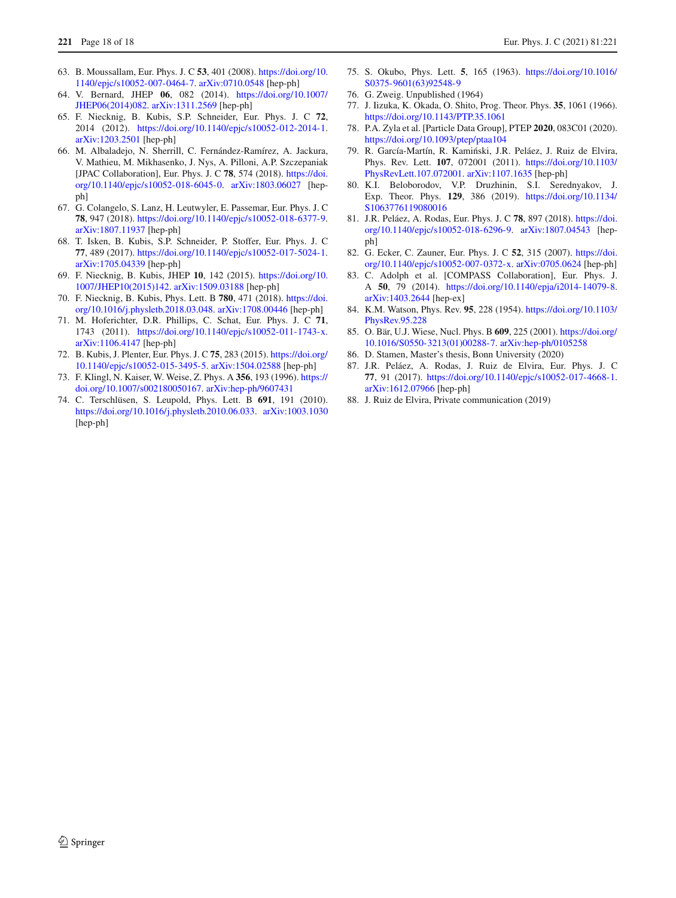63. B. Moussallam, Eur. Phys. J. C **53**, 401 (2008). https://doi.org/10.1140/epjc/s10052-007-0464-7. arXiv:0710.0548 [hep-ph]
64. V. Bernard, JHEP **06**, 082 (2014). https://doi.org/10.1007/JHEP06(2014)082. arXiv:1311.2569 [hep-ph]
65. F. Niecknig, B. Kubis, S.P. Schneider, Eur. Phys. J. C **72**, 2014 (2012). https://doi.org/10.1140/epjc/s10052-012-2014-1. arXiv:1203.2501 [hep-ph]
66. M. Albaladejo, N. Sherrill, C. Fernández-Ramírez, A. Jackura, V. Mathieu, M. Mikhasenko, J. Nys, A. Pilloni, A.P. Szczepaniak [JPAC Collaboration], Eur. Phys. J. C **78**, 574 (2018). https://doi.org/10.1140/epjc/s10052-018-6045-0. arXiv:1803.06027 [hep-ph]
67. G. Colangelo, S. Lanz, H. Leutwyler, E. Passemar, Eur. Phys. J. C **78**, 947 (2018). https://doi.org/10.1140/epjc/s10052-018-6377-9. arXiv:1807.11937 [hep-ph]
68. T. Isken, B. Kubis, S.P. Schneider, P. Stoffer, Eur. Phys. J. C **77**, 489 (2017). https://doi.org/10.1140/epjc/s10052-017-5024-1. arXiv:1705.04339 [hep-ph]
69. F. Niecknig, B. Kubis, JHEP **10**, 142 (2015). https://doi.org/10.1007/JHEP10(2015)142. arXiv:1509.03188 [hep-ph]
70. F. Niecknig, B. Kubis, Phys. Lett. B **780**, 471 (2018). https://doi.org/10.1016/j.physletb.2018.03.048. arXiv:1708.00446 [hep-ph]
71. M. Hoferichter, D.R. Phillips, C. Schat, Eur. Phys. J. C **71**, 1743 (2011). https://doi.org/10.1140/epjc/s10052-011-1743-x. arXiv:1106.4147 [hep-ph]
72. B. Kubis, J. Plenter, Eur. Phys. J. C **75**, 283 (2015). https://doi.org/10.1140/epjc/s10052-015-3495-5. arXiv:1504.02588 [hep-ph]
73. F. Klingl, N. Kaiser, W. Weise, Z. Phys. A **356**, 193 (1996). https://doi.org/10.1007/s002180050167. arXiv:hep-ph/9607431
74. C. Terschlüsen, S. Leupold, Phys. Lett. B **691**, 191 (2010). https://doi.org/10.1016/j.physletb.2010.06.033. arXiv:1003.1030 [hep-ph]
75. S. Okubo, Phys. Lett. **5**, 165 (1963). https://doi.org/10.1016/S0375-9601(63)92548-9
76. G. Zweig. Unpublished (1964)
77. J. Iizuka, K. Okada, O. Shito, Prog. Theor. Phys. **35**, 1061 (1966). https://doi.org/10.1143/PTP.35.1061
78. P.A. Zyla et al. [Particle Data Group], PTEP **2020**, 083C01 (2020). https://doi.org/10.1093/ptep/ptaa104
79. R. García-Martín, R. Kamiński, J.R. Peláez, J. Ruiz de Elvira, Phys. Rev. Lett. **107**, 072001 (2011). https://doi.org/10.1103/PhysRevLett.107.072001. arXiv:1107.1635 [hep-ph]
80. K.I. Beloborodov, V.P. Druzhinin, S.I. Serednyakov, J. Exp. Theor. Phys. **129**, 386 (2019). https://doi.org/10.1134/S1063776119080016
81. J.R. Peláez, A. Rodas, Eur. Phys. J. C **78**, 897 (2018). https://doi.org/10.1140/epjc/s10052-018-6296-9. arXiv:1807.04543 [hep-ph]
82. G. Ecker, C. Zauner, Eur. Phys. J. C **52**, 315 (2007). https://doi.org/10.1140/epjc/s10052-007-0372-x. arXiv:0705.0624 [hep-ph]
83. C. Adolph et al. [COMPASS Collaboration], Eur. Phys. J. A **50**, 79 (2014). https://doi.org/10.1140/epja/i2014-14079-8. arXiv:1403.2644 [hep-ex]
84. K.M. Watson, Phys. Rev. **95**, 228 (1954). https://doi.org/10.1103/PhysRev.95.228
85. O. Bär, U.J. Wiese, Nucl. Phys. B **609**, 225 (2001). https://doi.org/10.1016/S0550-3213(01)00288-7. arXiv:hep-ph/0105258
86. D. Stamen, Master's thesis, Bonn University (2020)
87. J.R. Peláez, A. Rodas, J. Ruiz de Elvira, Eur. Phys. J. C **77**, 91 (2017). https://doi.org/10.1140/epjc/s10052-017-4668-1. arXiv:1612.07966 [hep-ph]
88. J. Ruiz de Elvira, Private communication (2019)